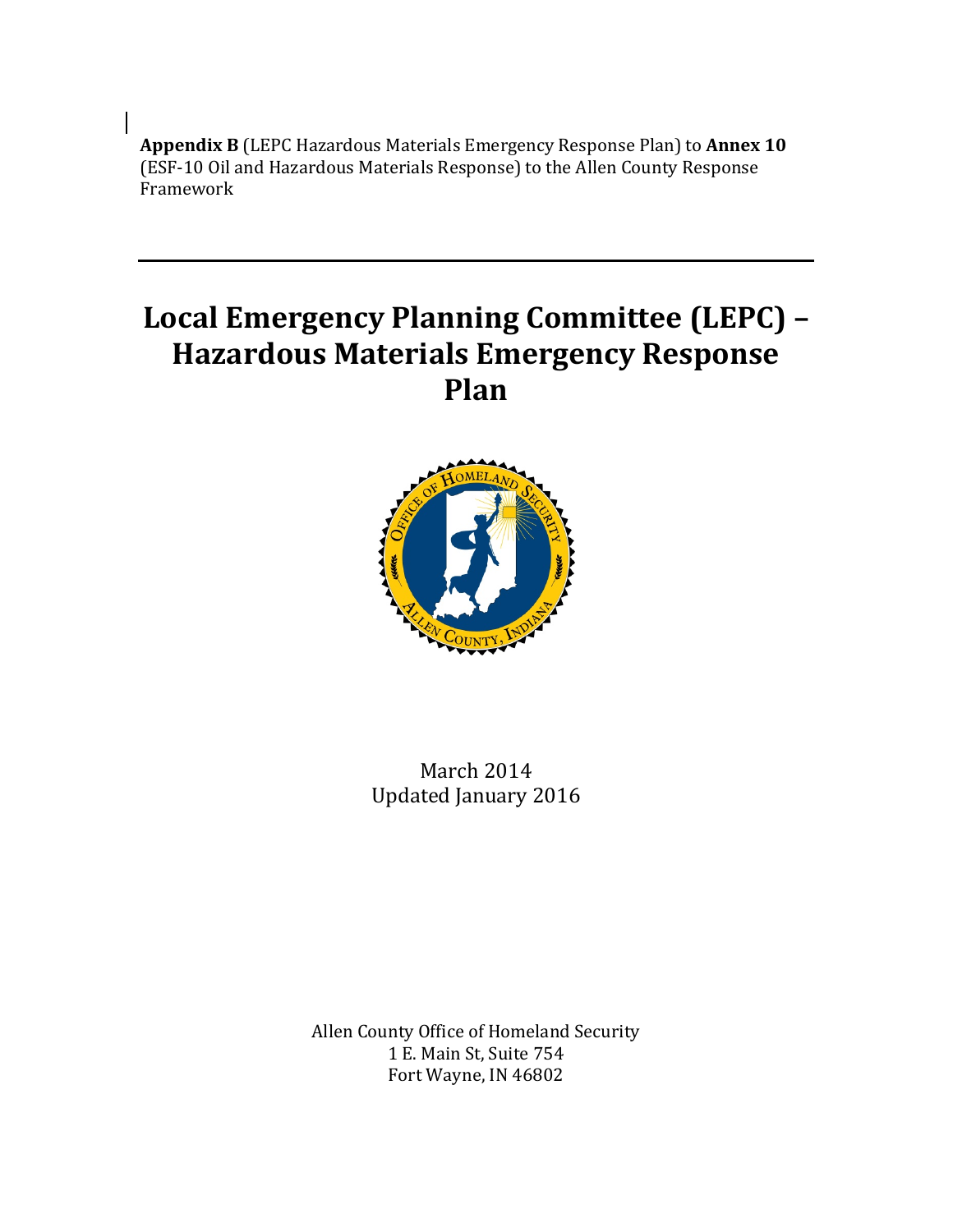**Appendix B** (LEPC Hazardous Materials Emergency Response Plan) to **Annex 10** (ESF-10 Oil and Hazardous Materials Response) to the Allen County Response Framework

---

# Local Emergency Planning Committee (LEPC) – Hazardous Materials Emergency Response Plan

March 2014
Updated January 2016

Allen County Office of Homeland Security
1 E. Main St, Suite 754
Fort Wayne, IN 46802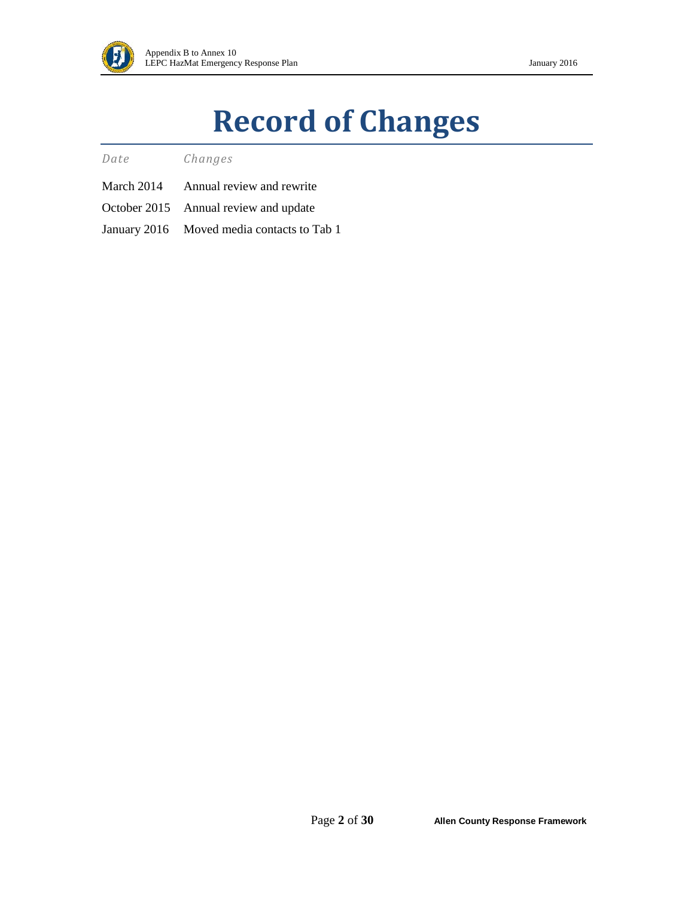# Record of Changes

| *Date* | *Changes* |
| --- | --- |
| March 2014 | Annual review and rewrite |
| October 2015 | Annual review and update |
| January 2016 | Moved media contacts to Tab 1 |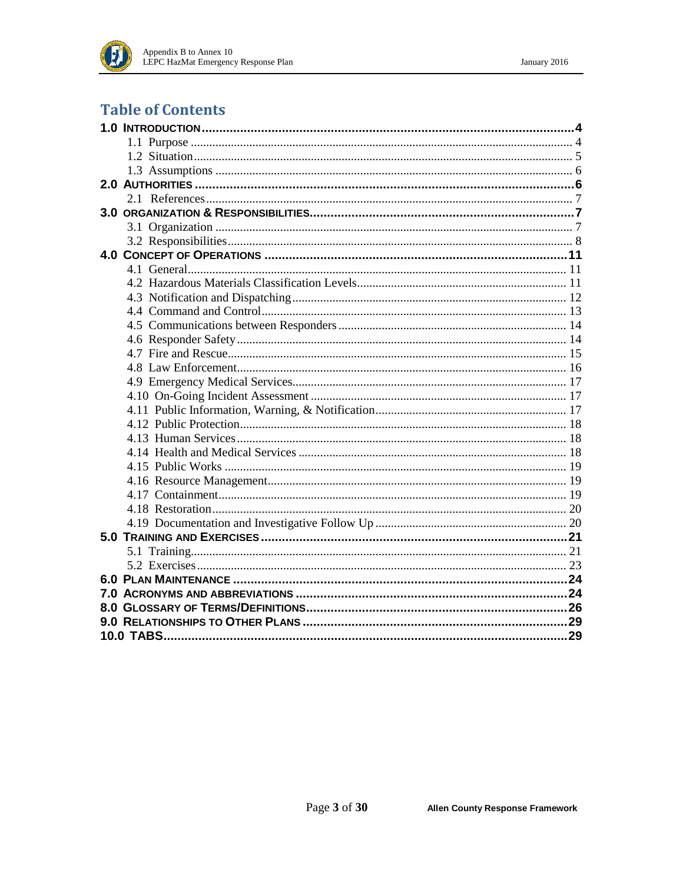## Table of Contents

**1.0 INTRODUCTION** .......... **4**
- 1.1 Purpose .......... 4
- 1.2 Situation .......... 5
- 1.3 Assumptions .......... 6

**2.0 AUTHORITIES** .......... **6**
- 2.1 References .......... 7

**3.0 ORGANIZATION & RESPONSIBILITIES** .......... **7**
- 3.1 Organization .......... 7
- 3.2 Responsibilities .......... 8

**4.0 CONCEPT OF OPERATIONS** .......... **11**
- 4.1 General .......... 11
- 4.2 Hazardous Materials Classification Levels .......... 11
- 4.3 Notification and Dispatching .......... 12
- 4.4 Command and Control .......... 13
- 4.5 Communications between Responders .......... 14
- 4.6 Responder Safety .......... 14
- 4.7 Fire and Rescue .......... 15
- 4.8 Law Enforcement .......... 16
- 4.9 Emergency Medical Services .......... 17
- 4.10 On-Going Incident Assessment .......... 17
- 4.11 Public Information, Warning, & Notification .......... 17
- 4.12 Public Protection .......... 18
- 4.13 Human Services .......... 18
- 4.14 Health and Medical Services .......... 18
- 4.15 Public Works .......... 19
- 4.16 Resource Management .......... 19
- 4.17 Containment .......... 19
- 4.18 Restoration .......... 20
- 4.19 Documentation and Investigative Follow Up .......... 20

**5.0 TRAINING AND EXERCISES** .......... **21**
- 5.1 Training .......... 21
- 5.2 Exercises .......... 23

**6.0 PLAN MAINTENANCE** .......... **24**

**7.0 ACRONYMS AND ABBREVIATIONS** .......... **24**

**8.0 GLOSSARY OF TERMS/DEFINITIONS** .......... **26**

**9.0 RELATIONSHIPS TO OTHER PLANS** .......... **29**

**10.0 TABS** .......... **29**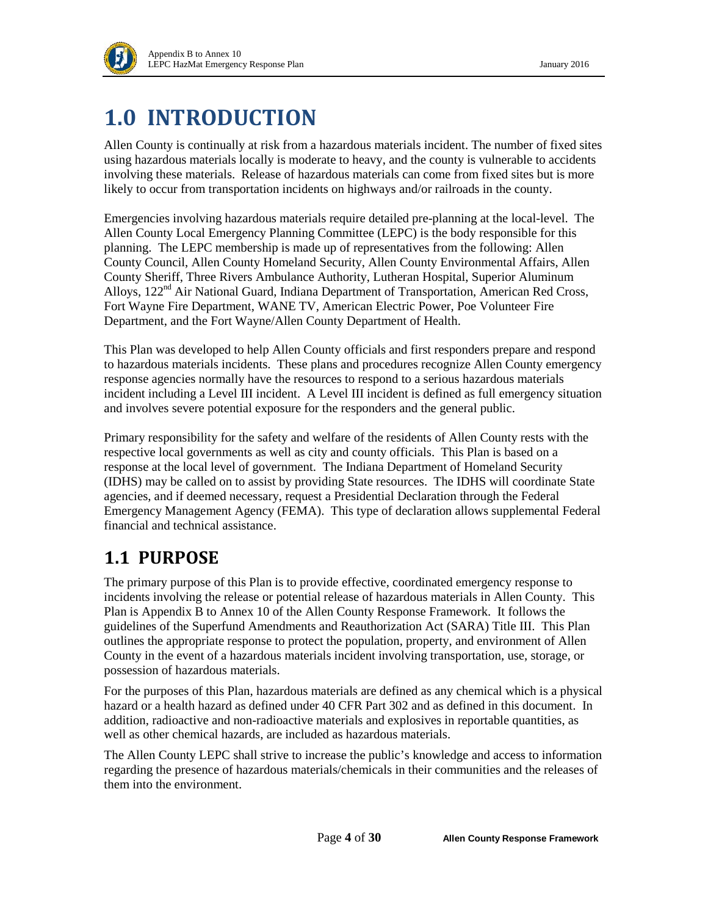# 1.0 INTRODUCTION

Allen County is continually at risk from a hazardous materials incident. The number of fixed sites using hazardous materials locally is moderate to heavy, and the county is vulnerable to accidents involving these materials. Release of hazardous materials can come from fixed sites but is more likely to occur from transportation incidents on highways and/or railroads in the county.

Emergencies involving hazardous materials require detailed pre-planning at the local-level. The Allen County Local Emergency Planning Committee (LEPC) is the body responsible for this planning. The LEPC membership is made up of representatives from the following: Allen County Council, Allen County Homeland Security, Allen County Environmental Affairs, Allen County Sheriff, Three Rivers Ambulance Authority, Lutheran Hospital, Superior Aluminum Alloys, 122nd Air National Guard, Indiana Department of Transportation, American Red Cross, Fort Wayne Fire Department, WANE TV, American Electric Power, Poe Volunteer Fire Department, and the Fort Wayne/Allen County Department of Health.

This Plan was developed to help Allen County officials and first responders prepare and respond to hazardous materials incidents. These plans and procedures recognize Allen County emergency response agencies normally have the resources to respond to a serious hazardous materials incident including a Level III incident. A Level III incident is defined as full emergency situation and involves severe potential exposure for the responders and the general public.

Primary responsibility for the safety and welfare of the residents of Allen County rests with the respective local governments as well as city and county officials. This Plan is based on a response at the local level of government. The Indiana Department of Homeland Security (IDHS) may be called on to assist by providing State resources. The IDHS will coordinate State agencies, and if deemed necessary, request a Presidential Declaration through the Federal Emergency Management Agency (FEMA). This type of declaration allows supplemental Federal financial and technical assistance.

## 1.1 PURPOSE

The primary purpose of this Plan is to provide effective, coordinated emergency response to incidents involving the release or potential release of hazardous materials in Allen County. This Plan is Appendix B to Annex 10 of the Allen County Response Framework. It follows the guidelines of the Superfund Amendments and Reauthorization Act (SARA) Title III. This Plan outlines the appropriate response to protect the population, property, and environment of Allen County in the event of a hazardous materials incident involving transportation, use, storage, or possession of hazardous materials.

For the purposes of this Plan, hazardous materials are defined as any chemical which is a physical hazard or a health hazard as defined under 40 CFR Part 302 and as defined in this document. In addition, radioactive and non-radioactive materials and explosives in reportable quantities, as well as other chemical hazards, are included as hazardous materials.

The Allen County LEPC shall strive to increase the public's knowledge and access to information regarding the presence of hazardous materials/chemicals in their communities and the releases of them into the environment.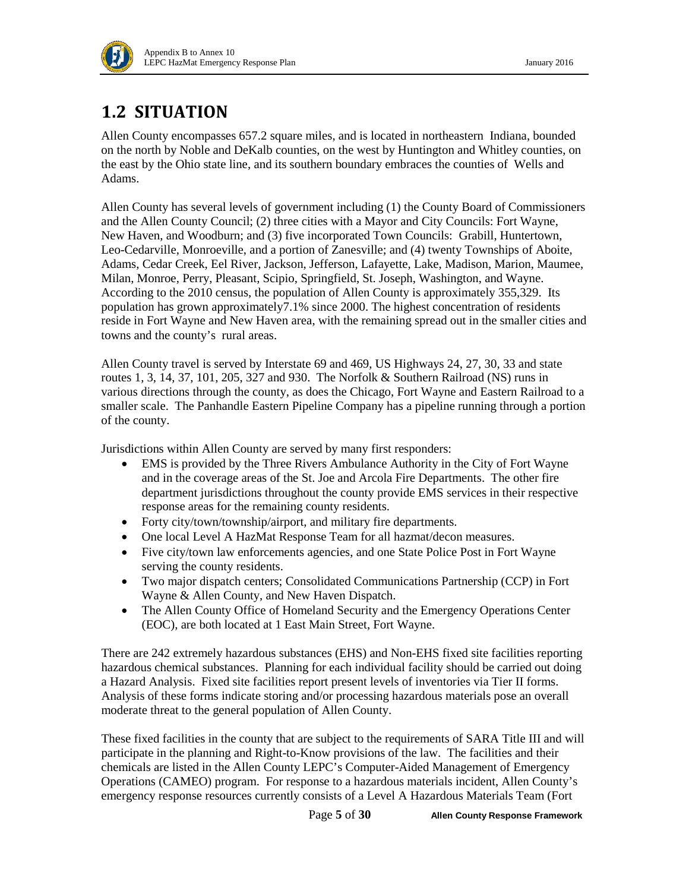## 1.2 SITUATION

Allen County encompasses 657.2 square miles, and is located in northeastern Indiana, bounded on the north by Noble and DeKalb counties, on the west by Huntington and Whitley counties, on the east by the Ohio state line, and its southern boundary embraces the counties of Wells and Adams.

Allen County has several levels of government including (1) the County Board of Commissioners and the Allen County Council; (2) three cities with a Mayor and City Councils: Fort Wayne, New Haven, and Woodburn; and (3) five incorporated Town Councils: Grabill, Huntertown, Leo-Cedarville, Monroeville, and a portion of Zanesville; and (4) twenty Townships of Aboite, Adams, Cedar Creek, Eel River, Jackson, Jefferson, Lafayette, Lake, Madison, Marion, Maumee, Milan, Monroe, Perry, Pleasant, Scipio, Springfield, St. Joseph, Washington, and Wayne. According to the 2010 census, the population of Allen County is approximately 355,329. Its population has grown approximately7.1% since 2000. The highest concentration of residents reside in Fort Wayne and New Haven area, with the remaining spread out in the smaller cities and towns and the county's rural areas.

Allen County travel is served by Interstate 69 and 469, US Highways 24, 27, 30, 33 and state routes 1, 3, 14, 37, 101, 205, 327 and 930. The Norfolk & Southern Railroad (NS) runs in various directions through the county, as does the Chicago, Fort Wayne and Eastern Railroad to a smaller scale. The Panhandle Eastern Pipeline Company has a pipeline running through a portion of the county.

Jurisdictions within Allen County are served by many first responders:

- EMS is provided by the Three Rivers Ambulance Authority in the City of Fort Wayne and in the coverage areas of the St. Joe and Arcola Fire Departments. The other fire department jurisdictions throughout the county provide EMS services in their respective response areas for the remaining county residents.
- Forty city/town/township/airport, and military fire departments.
- One local Level A HazMat Response Team for all hazmat/decon measures.
- Five city/town law enforcements agencies, and one State Police Post in Fort Wayne serving the county residents.
- Two major dispatch centers; Consolidated Communications Partnership (CCP) in Fort Wayne & Allen County, and New Haven Dispatch.
- The Allen County Office of Homeland Security and the Emergency Operations Center (EOC), are both located at 1 East Main Street, Fort Wayne.

There are 242 extremely hazardous substances (EHS) and Non-EHS fixed site facilities reporting hazardous chemical substances. Planning for each individual facility should be carried out doing a Hazard Analysis. Fixed site facilities report present levels of inventories via Tier II forms. Analysis of these forms indicate storing and/or processing hazardous materials pose an overall moderate threat to the general population of Allen County.

These fixed facilities in the county that are subject to the requirements of SARA Title III and will participate in the planning and Right-to-Know provisions of the law. The facilities and their chemicals are listed in the Allen County LEPC's Computer-Aided Management of Emergency Operations (CAMEO) program. For response to a hazardous materials incident, Allen County's emergency response resources currently consists of a Level A Hazardous Materials Team (Fort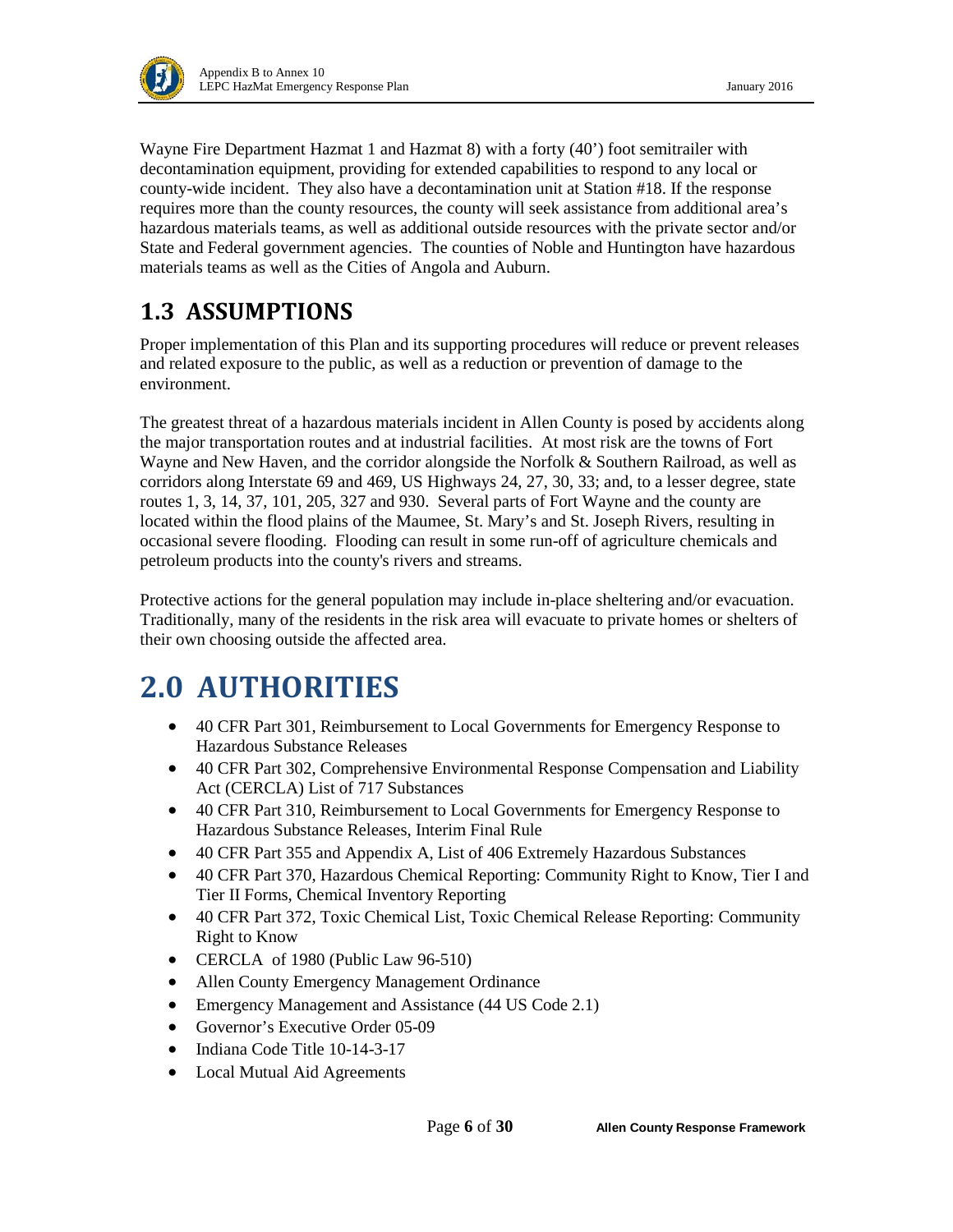Wayne Fire Department Hazmat 1 and Hazmat 8) with a forty (40') foot semitrailer with decontamination equipment, providing for extended capabilities to respond to any local or county-wide incident. They also have a decontamination unit at Station #18. If the response requires more than the county resources, the county will seek assistance from additional area's hazardous materials teams, as well as additional outside resources with the private sector and/or State and Federal government agencies. The counties of Noble and Huntington have hazardous materials teams as well as the Cities of Angola and Auburn.

## 1.3 ASSUMPTIONS

Proper implementation of this Plan and its supporting procedures will reduce or prevent releases and related exposure to the public, as well as a reduction or prevention of damage to the environment.

The greatest threat of a hazardous materials incident in Allen County is posed by accidents along the major transportation routes and at industrial facilities. At most risk are the towns of Fort Wayne and New Haven, and the corridor alongside the Norfolk & Southern Railroad, as well as corridors along Interstate 69 and 469, US Highways 24, 27, 30, 33; and, to a lesser degree, state routes 1, 3, 14, 37, 101, 205, 327 and 930. Several parts of Fort Wayne and the county are located within the flood plains of the Maumee, St. Mary's and St. Joseph Rivers, resulting in occasional severe flooding. Flooding can result in some run-off of agriculture chemicals and petroleum products into the county's rivers and streams.

Protective actions for the general population may include in-place sheltering and/or evacuation. Traditionally, many of the residents in the risk area will evacuate to private homes or shelters of their own choosing outside the affected area.

# 2.0 AUTHORITIES

- 40 CFR Part 301, Reimbursement to Local Governments for Emergency Response to Hazardous Substance Releases
- 40 CFR Part 302, Comprehensive Environmental Response Compensation and Liability Act (CERCLA) List of 717 Substances
- 40 CFR Part 310, Reimbursement to Local Governments for Emergency Response to Hazardous Substance Releases, Interim Final Rule
- 40 CFR Part 355 and Appendix A, List of 406 Extremely Hazardous Substances
- 40 CFR Part 370, Hazardous Chemical Reporting: Community Right to Know, Tier I and Tier II Forms, Chemical Inventory Reporting
- 40 CFR Part 372, Toxic Chemical List, Toxic Chemical Release Reporting: Community Right to Know
- CERCLA of 1980 (Public Law 96-510)
- Allen County Emergency Management Ordinance
- Emergency Management and Assistance (44 US Code 2.1)
- Governor's Executive Order 05-09
- Indiana Code Title 10-14-3-17
- Local Mutual Aid Agreements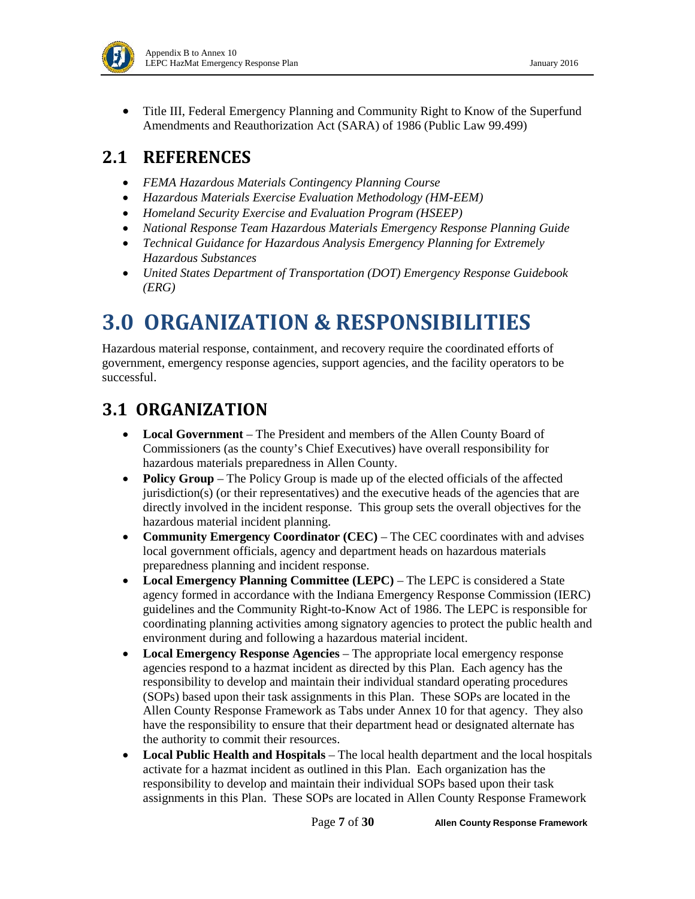- Title III, Federal Emergency Planning and Community Right to Know of the Superfund Amendments and Reauthorization Act (SARA) of 1986 (Public Law 99.499)

## 2.1 REFERENCES

- *FEMA Hazardous Materials Contingency Planning Course*
- *Hazardous Materials Exercise Evaluation Methodology (HM-EEM)*
- *Homeland Security Exercise and Evaluation Program (HSEEP)*
- *National Response Team Hazardous Materials Emergency Response Planning Guide*
- *Technical Guidance for Hazardous Analysis Emergency Planning for Extremely Hazardous Substances*
- *United States Department of Transportation (DOT) Emergency Response Guidebook (ERG)*

# 3.0 ORGANIZATION & RESPONSIBILITIES

Hazardous material response, containment, and recovery require the coordinated efforts of government, emergency response agencies, support agencies, and the facility operators to be successful.

## 3.1 ORGANIZATION

- **Local Government** – The President and members of the Allen County Board of Commissioners (as the county's Chief Executives) have overall responsibility for hazardous materials preparedness in Allen County.
- **Policy Group** – The Policy Group is made up of the elected officials of the affected jurisdiction(s) (or their representatives) and the executive heads of the agencies that are directly involved in the incident response. This group sets the overall objectives for the hazardous material incident planning.
- **Community Emergency Coordinator (CEC)** – The CEC coordinates with and advises local government officials, agency and department heads on hazardous materials preparedness planning and incident response.
- **Local Emergency Planning Committee (LEPC)** – The LEPC is considered a State agency formed in accordance with the Indiana Emergency Response Commission (IERC) guidelines and the Community Right-to-Know Act of 1986. The LEPC is responsible for coordinating planning activities among signatory agencies to protect the public health and environment during and following a hazardous material incident.
- **Local Emergency Response Agencies** – The appropriate local emergency response agencies respond to a hazmat incident as directed by this Plan. Each agency has the responsibility to develop and maintain their individual standard operating procedures (SOPs) based upon their task assignments in this Plan. These SOPs are located in the Allen County Response Framework as Tabs under Annex 10 for that agency. They also have the responsibility to ensure that their department head or designated alternate has the authority to commit their resources.
- **Local Public Health and Hospitals** – The local health department and the local hospitals activate for a hazmat incident as outlined in this Plan. Each organization has the responsibility to develop and maintain their individual SOPs based upon their task assignments in this Plan. These SOPs are located in Allen County Response Framework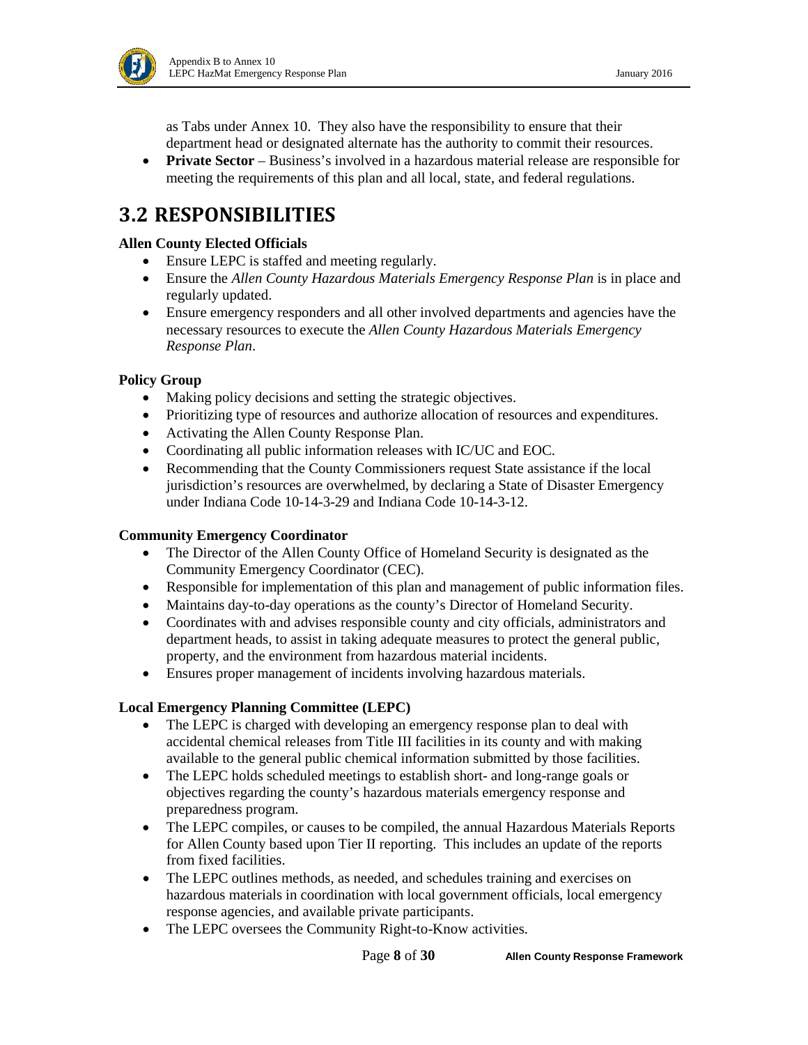as Tabs under Annex 10. They also have the responsibility to ensure that their department head or designated alternate has the authority to commit their resources.

- **Private Sector** – Business's involved in a hazardous material release are responsible for meeting the requirements of this plan and all local, state, and federal regulations.

# 3.2 RESPONSIBILITIES

**Allen County Elected Officials**

- Ensure LEPC is staffed and meeting regularly.
- Ensure the *Allen County Hazardous Materials Emergency Response Plan* is in place and regularly updated.
- Ensure emergency responders and all other involved departments and agencies have the necessary resources to execute the *Allen County Hazardous Materials Emergency Response Plan*.

**Policy Group**

- Making policy decisions and setting the strategic objectives.
- Prioritizing type of resources and authorize allocation of resources and expenditures.
- Activating the Allen County Response Plan.
- Coordinating all public information releases with IC/UC and EOC.
- Recommending that the County Commissioners request State assistance if the local jurisdiction's resources are overwhelmed, by declaring a State of Disaster Emergency under Indiana Code 10-14-3-29 and Indiana Code 10-14-3-12.

**Community Emergency Coordinator**

- The Director of the Allen County Office of Homeland Security is designated as the Community Emergency Coordinator (CEC).
- Responsible for implementation of this plan and management of public information files.
- Maintains day-to-day operations as the county's Director of Homeland Security.
- Coordinates with and advises responsible county and city officials, administrators and department heads, to assist in taking adequate measures to protect the general public, property, and the environment from hazardous material incidents.
- Ensures proper management of incidents involving hazardous materials.

**Local Emergency Planning Committee (LEPC)**

- The LEPC is charged with developing an emergency response plan to deal with accidental chemical releases from Title III facilities in its county and with making available to the general public chemical information submitted by those facilities.
- The LEPC holds scheduled meetings to establish short- and long-range goals or objectives regarding the county's hazardous materials emergency response and preparedness program.
- The LEPC compiles, or causes to be compiled, the annual Hazardous Materials Reports for Allen County based upon Tier II reporting. This includes an update of the reports from fixed facilities.
- The LEPC outlines methods, as needed, and schedules training and exercises on hazardous materials in coordination with local government officials, local emergency response agencies, and available private participants.
- The LEPC oversees the Community Right-to-Know activities.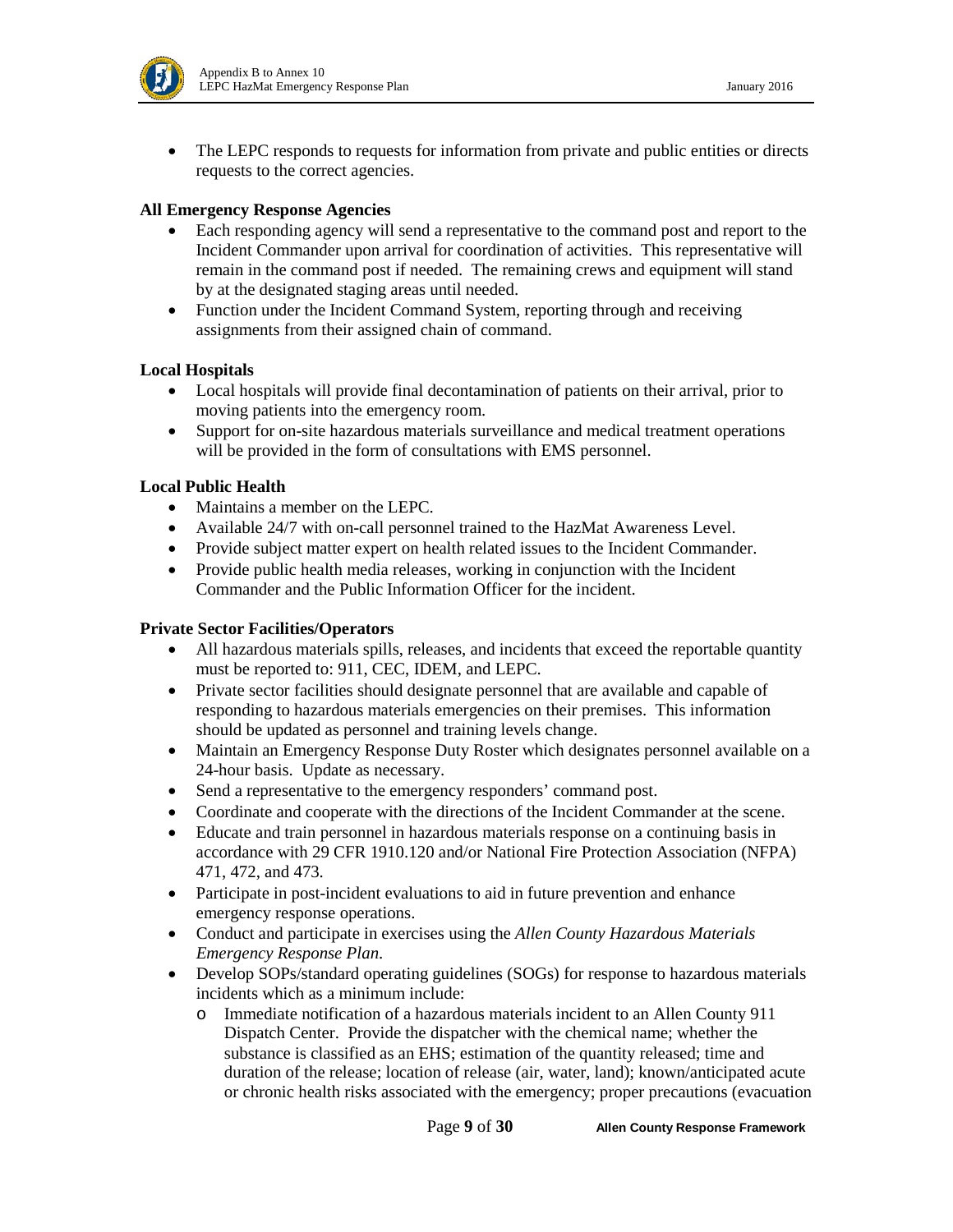- The LEPC responds to requests for information from private and public entities or directs requests to the correct agencies.

**All Emergency Response Agencies**

- Each responding agency will send a representative to the command post and report to the Incident Commander upon arrival for coordination of activities. This representative will remain in the command post if needed. The remaining crews and equipment will stand by at the designated staging areas until needed.
- Function under the Incident Command System, reporting through and receiving assignments from their assigned chain of command.

**Local Hospitals**

- Local hospitals will provide final decontamination of patients on their arrival, prior to moving patients into the emergency room.
- Support for on-site hazardous materials surveillance and medical treatment operations will be provided in the form of consultations with EMS personnel.

**Local Public Health**

- Maintains a member on the LEPC.
- Available 24/7 with on-call personnel trained to the HazMat Awareness Level.
- Provide subject matter expert on health related issues to the Incident Commander.
- Provide public health media releases, working in conjunction with the Incident Commander and the Public Information Officer for the incident.

**Private Sector Facilities/Operators**

- All hazardous materials spills, releases, and incidents that exceed the reportable quantity must be reported to: 911, CEC, IDEM, and LEPC.
- Private sector facilities should designate personnel that are available and capable of responding to hazardous materials emergencies on their premises. This information should be updated as personnel and training levels change.
- Maintain an Emergency Response Duty Roster which designates personnel available on a 24-hour basis. Update as necessary.
- Send a representative to the emergency responders' command post.
- Coordinate and cooperate with the directions of the Incident Commander at the scene.
- Educate and train personnel in hazardous materials response on a continuing basis in accordance with 29 CFR 1910.120 and/or National Fire Protection Association (NFPA) 471, 472, and 473.
- Participate in post-incident evaluations to aid in future prevention and enhance emergency response operations.
- Conduct and participate in exercises using the *Allen County Hazardous Materials Emergency Response Plan*.
- Develop SOPs/standard operating guidelines (SOGs) for response to hazardous materials incidents which as a minimum include:
    - Immediate notification of a hazardous materials incident to an Allen County 911 Dispatch Center. Provide the dispatcher with the chemical name; whether the substance is classified as an EHS; estimation of the quantity released; time and duration of the release; location of release (air, water, land); known/anticipated acute or chronic health risks associated with the emergency; proper precautions (evacuation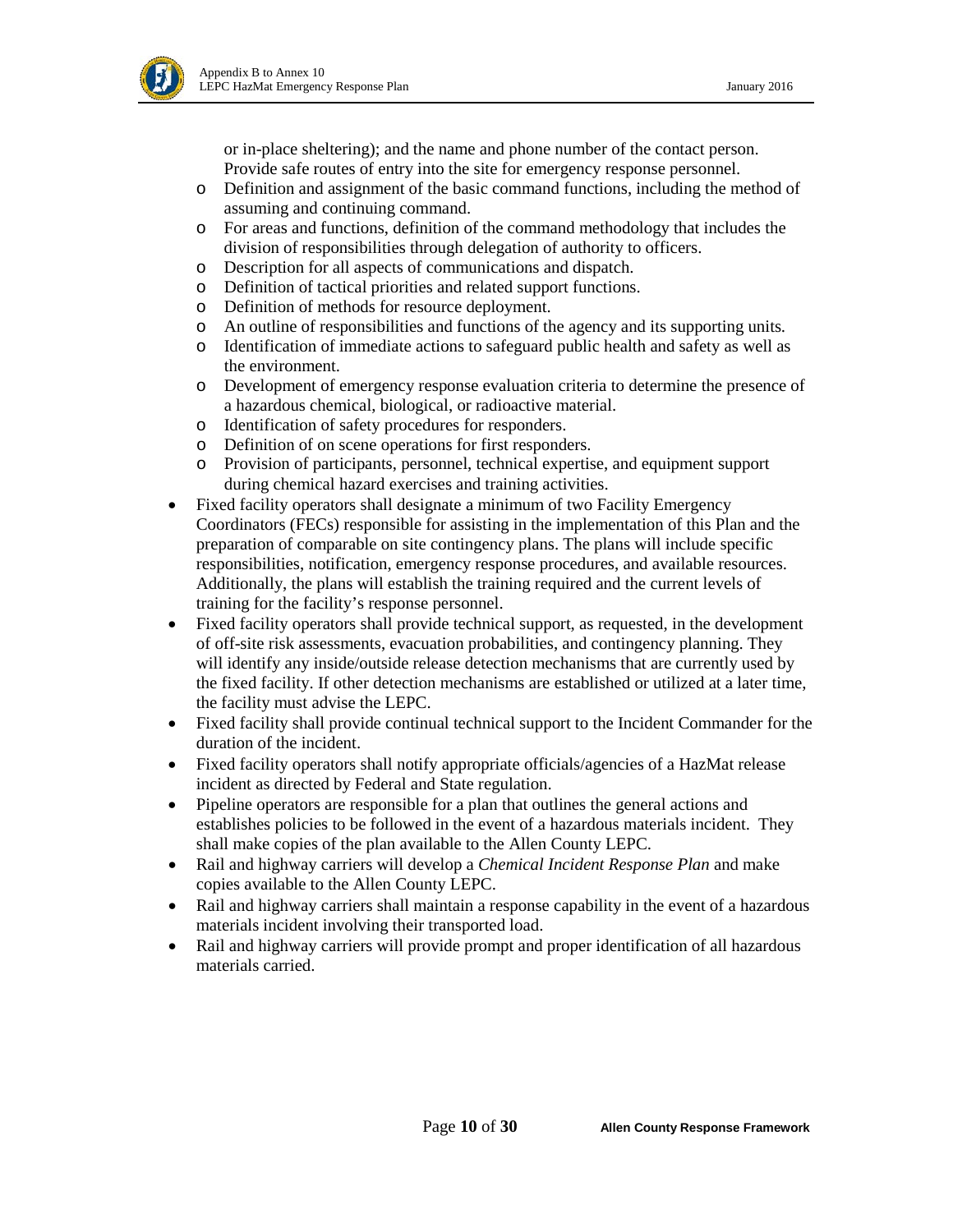or in-place sheltering); and the name and phone number of the contact person. Provide safe routes of entry into the site for emergency response personnel.
  - Definition and assignment of the basic command functions, including the method of assuming and continuing command.
  - For areas and functions, definition of the command methodology that includes the division of responsibilities through delegation of authority to officers.
  - Description for all aspects of communications and dispatch.
  - Definition of tactical priorities and related support functions.
  - Definition of methods for resource deployment.
  - An outline of responsibilities and functions of the agency and its supporting units.
  - Identification of immediate actions to safeguard public health and safety as well as the environment.
  - Development of emergency response evaluation criteria to determine the presence of a hazardous chemical, biological, or radioactive material.
  - Identification of safety procedures for responders.
  - Definition of on scene operations for first responders.
  - Provision of participants, personnel, technical expertise, and equipment support during chemical hazard exercises and training activities.
- Fixed facility operators shall designate a minimum of two Facility Emergency Coordinators (FECs) responsible for assisting in the implementation of this Plan and the preparation of comparable on site contingency plans. The plans will include specific responsibilities, notification, emergency response procedures, and available resources. Additionally, the plans will establish the training required and the current levels of training for the facility's response personnel.
- Fixed facility operators shall provide technical support, as requested, in the development of off-site risk assessments, evacuation probabilities, and contingency planning. They will identify any inside/outside release detection mechanisms that are currently used by the fixed facility. If other detection mechanisms are established or utilized at a later time, the facility must advise the LEPC.
- Fixed facility shall provide continual technical support to the Incident Commander for the duration of the incident.
- Fixed facility operators shall notify appropriate officials/agencies of a HazMat release incident as directed by Federal and State regulation.
- Pipeline operators are responsible for a plan that outlines the general actions and establishes policies to be followed in the event of a hazardous materials incident. They shall make copies of the plan available to the Allen County LEPC.
- Rail and highway carriers will develop a *Chemical Incident Response Plan* and make copies available to the Allen County LEPC.
- Rail and highway carriers shall maintain a response capability in the event of a hazardous materials incident involving their transported load.
- Rail and highway carriers will provide prompt and proper identification of all hazardous materials carried.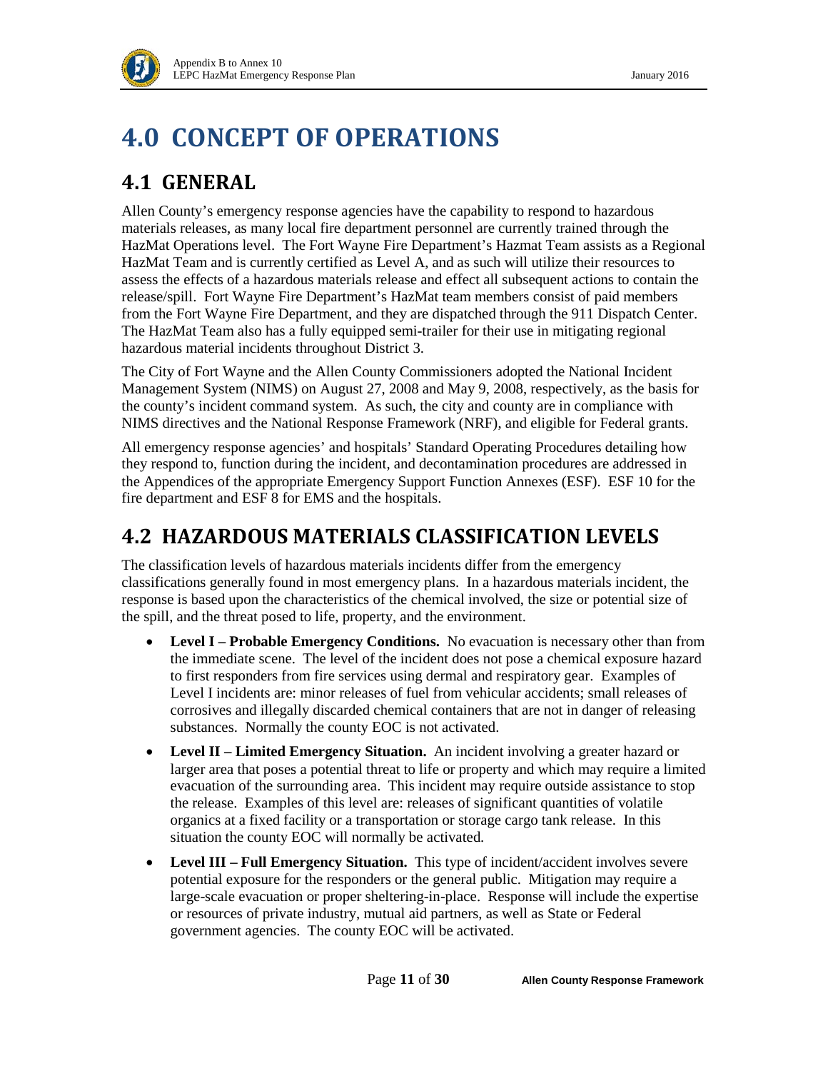# 4.0 CONCEPT OF OPERATIONS

## 4.1 GENERAL

Allen County's emergency response agencies have the capability to respond to hazardous materials releases, as many local fire department personnel are currently trained through the HazMat Operations level. The Fort Wayne Fire Department's Hazmat Team assists as a Regional HazMat Team and is currently certified as Level A, and as such will utilize their resources to assess the effects of a hazardous materials release and effect all subsequent actions to contain the release/spill. Fort Wayne Fire Department's HazMat team members consist of paid members from the Fort Wayne Fire Department, and they are dispatched through the 911 Dispatch Center. The HazMat Team also has a fully equipped semi-trailer for their use in mitigating regional hazardous material incidents throughout District 3.

The City of Fort Wayne and the Allen County Commissioners adopted the National Incident Management System (NIMS) on August 27, 2008 and May 9, 2008, respectively, as the basis for the county's incident command system. As such, the city and county are in compliance with NIMS directives and the National Response Framework (NRF), and eligible for Federal grants.

All emergency response agencies' and hospitals' Standard Operating Procedures detailing how they respond to, function during the incident, and decontamination procedures are addressed in the Appendices of the appropriate Emergency Support Function Annexes (ESF). ESF 10 for the fire department and ESF 8 for EMS and the hospitals.

## 4.2 HAZARDOUS MATERIALS CLASSIFICATION LEVELS

The classification levels of hazardous materials incidents differ from the emergency classifications generally found in most emergency plans. In a hazardous materials incident, the response is based upon the characteristics of the chemical involved, the size or potential size of the spill, and the threat posed to life, property, and the environment.

- **Level I – Probable Emergency Conditions.** No evacuation is necessary other than from the immediate scene. The level of the incident does not pose a chemical exposure hazard to first responders from fire services using dermal and respiratory gear. Examples of Level I incidents are: minor releases of fuel from vehicular accidents; small releases of corrosives and illegally discarded chemical containers that are not in danger of releasing substances. Normally the county EOC is not activated.
- **Level II – Limited Emergency Situation.** An incident involving a greater hazard or larger area that poses a potential threat to life or property and which may require a limited evacuation of the surrounding area. This incident may require outside assistance to stop the release. Examples of this level are: releases of significant quantities of volatile organics at a fixed facility or a transportation or storage cargo tank release. In this situation the county EOC will normally be activated.
- **Level III – Full Emergency Situation.** This type of incident/accident involves severe potential exposure for the responders or the general public. Mitigation may require a large-scale evacuation or proper sheltering-in-place. Response will include the expertise or resources of private industry, mutual aid partners, as well as State or Federal government agencies. The county EOC will be activated.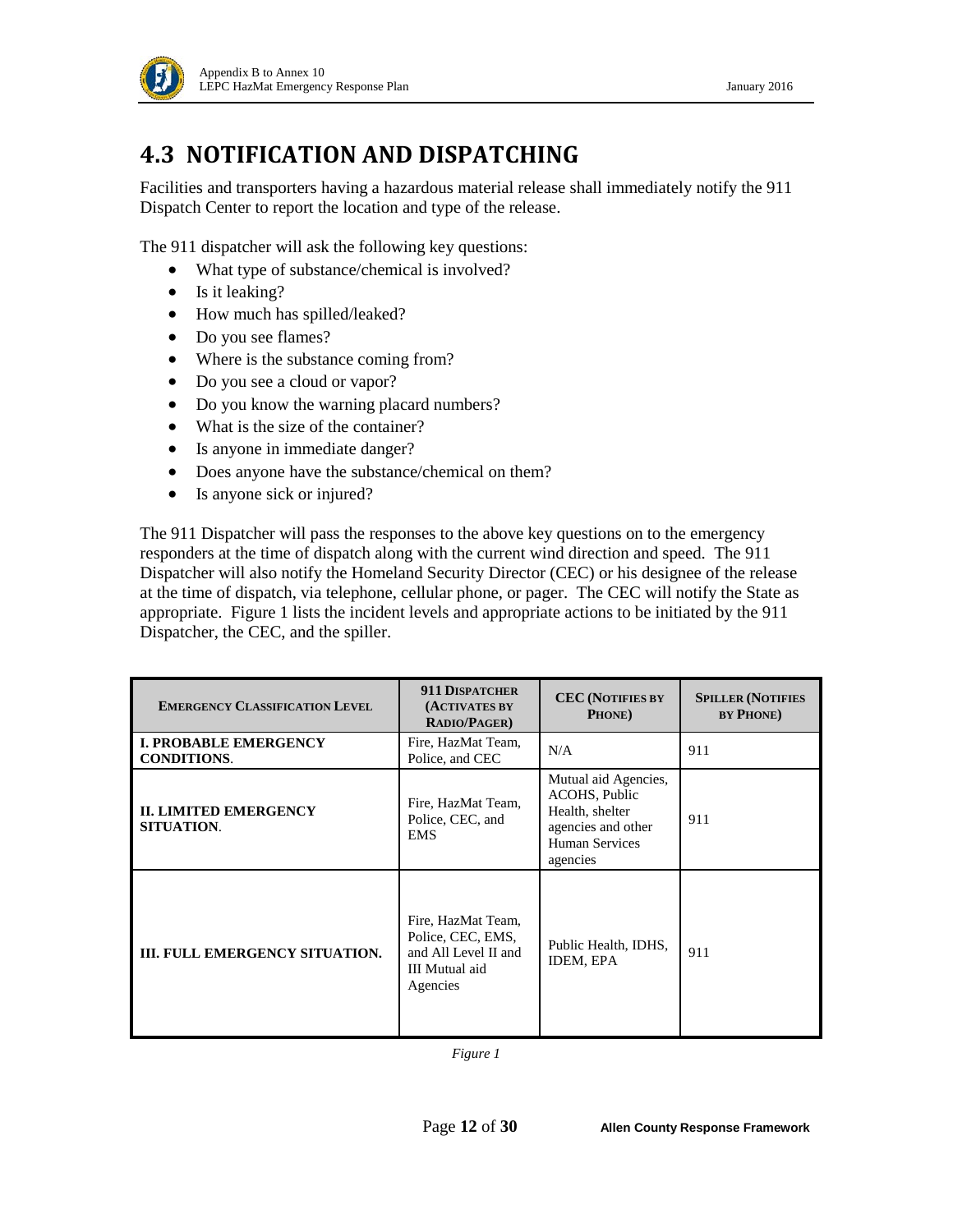# 4.3 NOTIFICATION AND DISPATCHING

Facilities and transporters having a hazardous material release shall immediately notify the 911 Dispatch Center to report the location and type of the release.

The 911 dispatcher will ask the following key questions:

- What type of substance/chemical is involved?
- Is it leaking?
- How much has spilled/leaked?
- Do you see flames?
- Where is the substance coming from?
- Do you see a cloud or vapor?
- Do you know the warning placard numbers?
- What is the size of the container?
- Is anyone in immediate danger?
- Does anyone have the substance/chemical on them?
- Is anyone sick or injured?

The 911 Dispatcher will pass the responses to the above key questions on to the emergency responders at the time of dispatch along with the current wind direction and speed. The 911 Dispatcher will also notify the Homeland Security Director (CEC) or his designee of the release at the time of dispatch, via telephone, cellular phone, or pager. The CEC will notify the State as appropriate. Figure 1 lists the incident levels and appropriate actions to be initiated by the 911 Dispatcher, the CEC, and the spiller.

| EMERGENCY CLASSIFICATION LEVEL | 911 DISPATCHER (ACTIVATES BY RADIO/PAGER) | CEC (NOTIFIES BY PHONE) | SPILLER (NOTIFIES BY PHONE) |
|---|---|---|---|
| **I. PROBABLE EMERGENCY CONDITIONS.** | Fire, HazMat Team, Police, and CEC | N/A | 911 |
| **II. LIMITED EMERGENCY SITUATION.** | Fire, HazMat Team, Police, CEC, and EMS | Mutual aid Agencies, ACOHS, Public Health, shelter agencies and other Human Services agencies | 911 |
| **III. FULL EMERGENCY SITUATION.** | Fire, HazMat Team, Police, CEC, EMS, and All Level II and III Mutual aid Agencies | Public Health, IDHS, IDEM, EPA | 911 |

*Figure 1*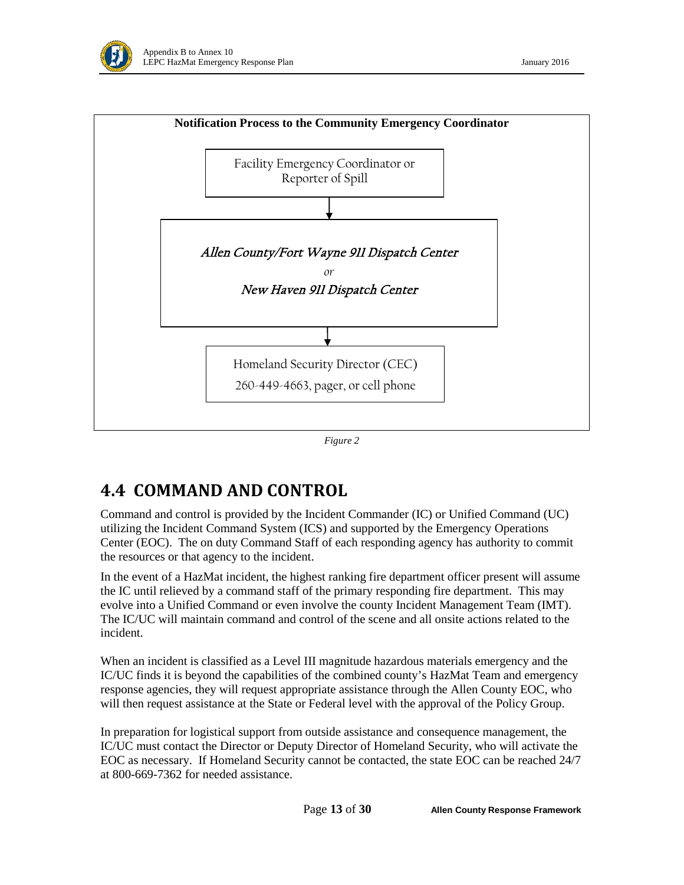**Notification Process to the Community Emergency Coordinator**

Facility Emergency Coordinator or Reporter of Spill

↓

*Allen County/Fort Wayne 911 Dispatch Center*

*or*

*New Haven 911 Dispatch Center*

↓

Homeland Security Director (CEC)
260-449-4663, pager, or cell phone

*Figure 2*

## 4.4 COMMAND AND CONTROL

Command and control is provided by the Incident Commander (IC) or Unified Command (UC) utilizing the Incident Command System (ICS) and supported by the Emergency Operations Center (EOC). The on duty Command Staff of each responding agency has authority to commit the resources or that agency to the incident.

In the event of a HazMat incident, the highest ranking fire department officer present will assume the IC until relieved by a command staff of the primary responding fire department. This may evolve into a Unified Command or even involve the county Incident Management Team (IMT). The IC/UC will maintain command and control of the scene and all onsite actions related to the incident.

When an incident is classified as a Level III magnitude hazardous materials emergency and the IC/UC finds it is beyond the capabilities of the combined county's HazMat Team and emergency response agencies, they will request appropriate assistance through the Allen County EOC, who will then request assistance at the State or Federal level with the approval of the Policy Group.

In preparation for logistical support from outside assistance and consequence management, the IC/UC must contact the Director or Deputy Director of Homeland Security, who will activate the EOC as necessary. If Homeland Security cannot be contacted, the state EOC can be reached 24/7 at 800-669-7362 for needed assistance.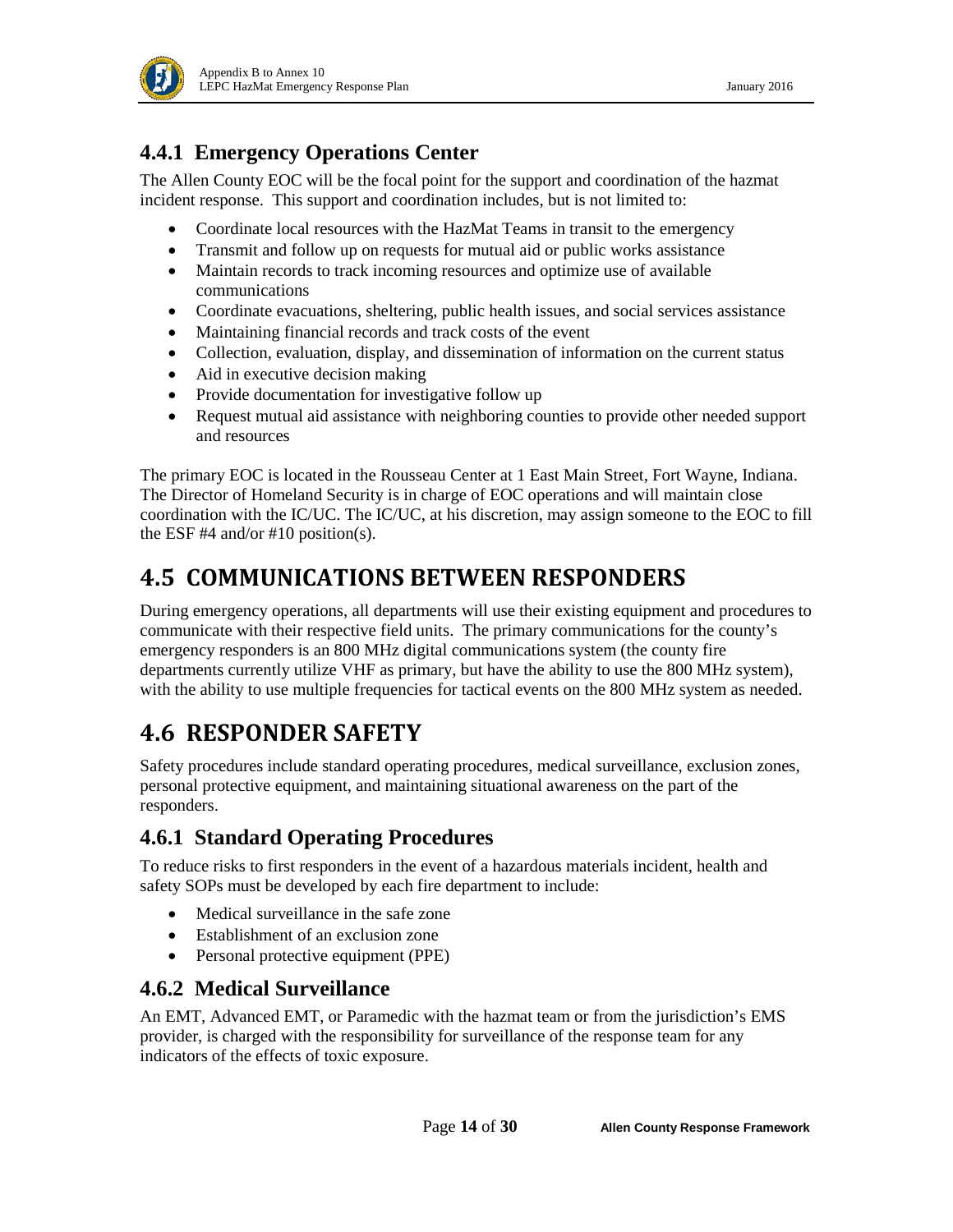### 4.4.1 Emergency Operations Center

The Allen County EOC will be the focal point for the support and coordination of the hazmat incident response. This support and coordination includes, but is not limited to:

- Coordinate local resources with the HazMat Teams in transit to the emergency
- Transmit and follow up on requests for mutual aid or public works assistance
- Maintain records to track incoming resources and optimize use of available communications
- Coordinate evacuations, sheltering, public health issues, and social services assistance
- Maintaining financial records and track costs of the event
- Collection, evaluation, display, and dissemination of information on the current status
- Aid in executive decision making
- Provide documentation for investigative follow up
- Request mutual aid assistance with neighboring counties to provide other needed support and resources

The primary EOC is located in the Rousseau Center at 1 East Main Street, Fort Wayne, Indiana. The Director of Homeland Security is in charge of EOC operations and will maintain close coordination with the IC/UC. The IC/UC, at his discretion, may assign someone to the EOC to fill the ESF #4 and/or #10 position(s).

## 4.5 COMMUNICATIONS BETWEEN RESPONDERS

During emergency operations, all departments will use their existing equipment and procedures to communicate with their respective field units. The primary communications for the county's emergency responders is an 800 MHz digital communications system (the county fire departments currently utilize VHF as primary, but have the ability to use the 800 MHz system), with the ability to use multiple frequencies for tactical events on the 800 MHz system as needed.

## 4.6 RESPONDER SAFETY

Safety procedures include standard operating procedures, medical surveillance, exclusion zones, personal protective equipment, and maintaining situational awareness on the part of the responders.

### 4.6.1 Standard Operating Procedures

To reduce risks to first responders in the event of a hazardous materials incident, health and safety SOPs must be developed by each fire department to include:

- Medical surveillance in the safe zone
- Establishment of an exclusion zone
- Personal protective equipment (PPE)

### 4.6.2 Medical Surveillance

An EMT, Advanced EMT, or Paramedic with the hazmat team or from the jurisdiction's EMS provider, is charged with the responsibility for surveillance of the response team for any indicators of the effects of toxic exposure.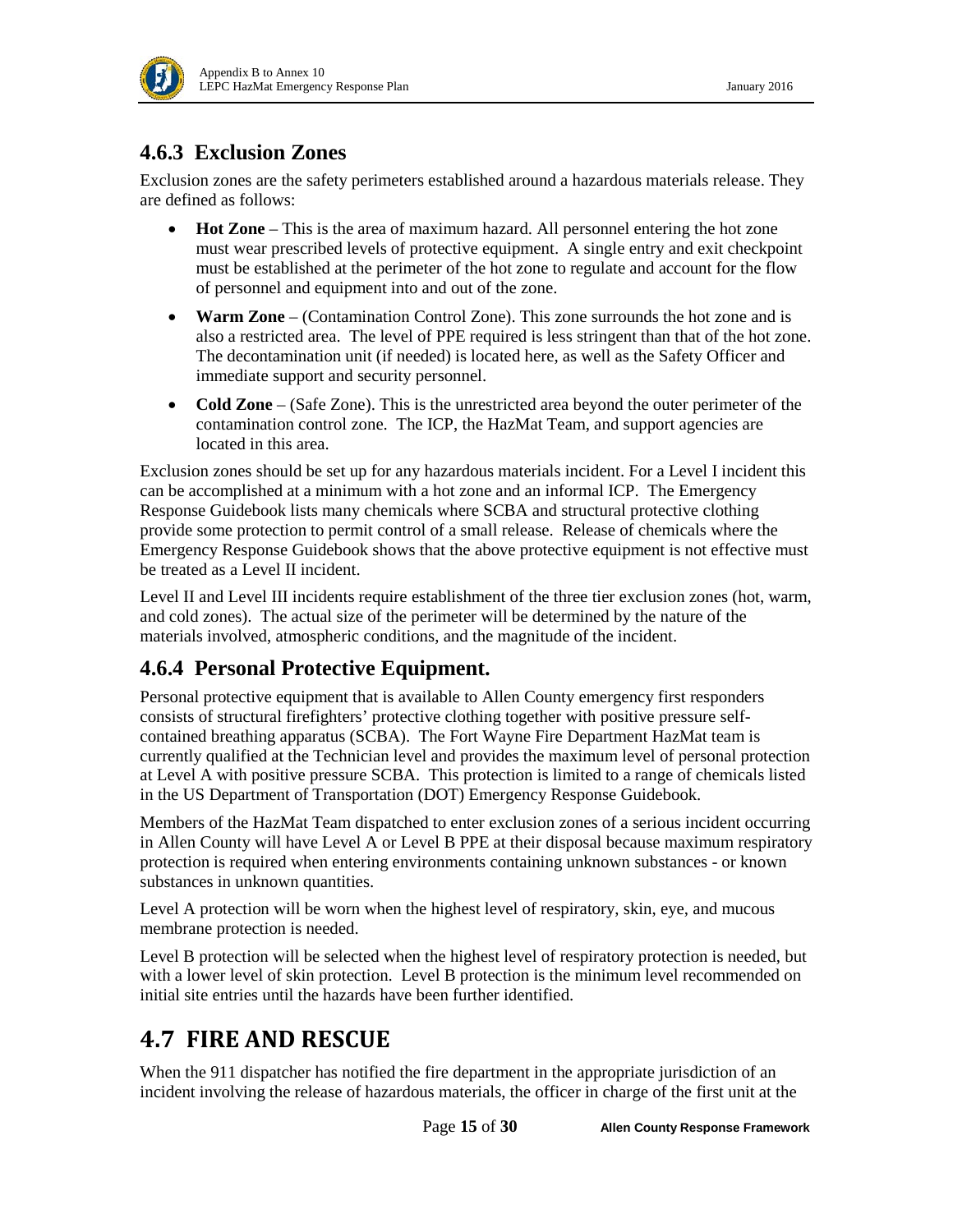### 4.6.3 Exclusion Zones

Exclusion zones are the safety perimeters established around a hazardous materials release. They are defined as follows:

- **Hot Zone** – This is the area of maximum hazard. All personnel entering the hot zone must wear prescribed levels of protective equipment. A single entry and exit checkpoint must be established at the perimeter of the hot zone to regulate and account for the flow of personnel and equipment into and out of the zone.
- **Warm Zone** – (Contamination Control Zone). This zone surrounds the hot zone and is also a restricted area. The level of PPE required is less stringent than that of the hot zone. The decontamination unit (if needed) is located here, as well as the Safety Officer and immediate support and security personnel.
- **Cold Zone** – (Safe Zone). This is the unrestricted area beyond the outer perimeter of the contamination control zone. The ICP, the HazMat Team, and support agencies are located in this area.

Exclusion zones should be set up for any hazardous materials incident. For a Level I incident this can be accomplished at a minimum with a hot zone and an informal ICP. The Emergency Response Guidebook lists many chemicals where SCBA and structural protective clothing provide some protection to permit control of a small release. Release of chemicals where the Emergency Response Guidebook shows that the above protective equipment is not effective must be treated as a Level II incident.

Level II and Level III incidents require establishment of the three tier exclusion zones (hot, warm, and cold zones). The actual size of the perimeter will be determined by the nature of the materials involved, atmospheric conditions, and the magnitude of the incident.

### 4.6.4 Personal Protective Equipment.

Personal protective equipment that is available to Allen County emergency first responders consists of structural firefighters' protective clothing together with positive pressure self-contained breathing apparatus (SCBA). The Fort Wayne Fire Department HazMat team is currently qualified at the Technician level and provides the maximum level of personal protection at Level A with positive pressure SCBA. This protection is limited to a range of chemicals listed in the US Department of Transportation (DOT) Emergency Response Guidebook.

Members of the HazMat Team dispatched to enter exclusion zones of a serious incident occurring in Allen County will have Level A or Level B PPE at their disposal because maximum respiratory protection is required when entering environments containing unknown substances - or known substances in unknown quantities.

Level A protection will be worn when the highest level of respiratory, skin, eye, and mucous membrane protection is needed.

Level B protection will be selected when the highest level of respiratory protection is needed, but with a lower level of skin protection. Level B protection is the minimum level recommended on initial site entries until the hazards have been further identified.

## 4.7 FIRE AND RESCUE

When the 911 dispatcher has notified the fire department in the appropriate jurisdiction of an incident involving the release of hazardous materials, the officer in charge of the first unit at the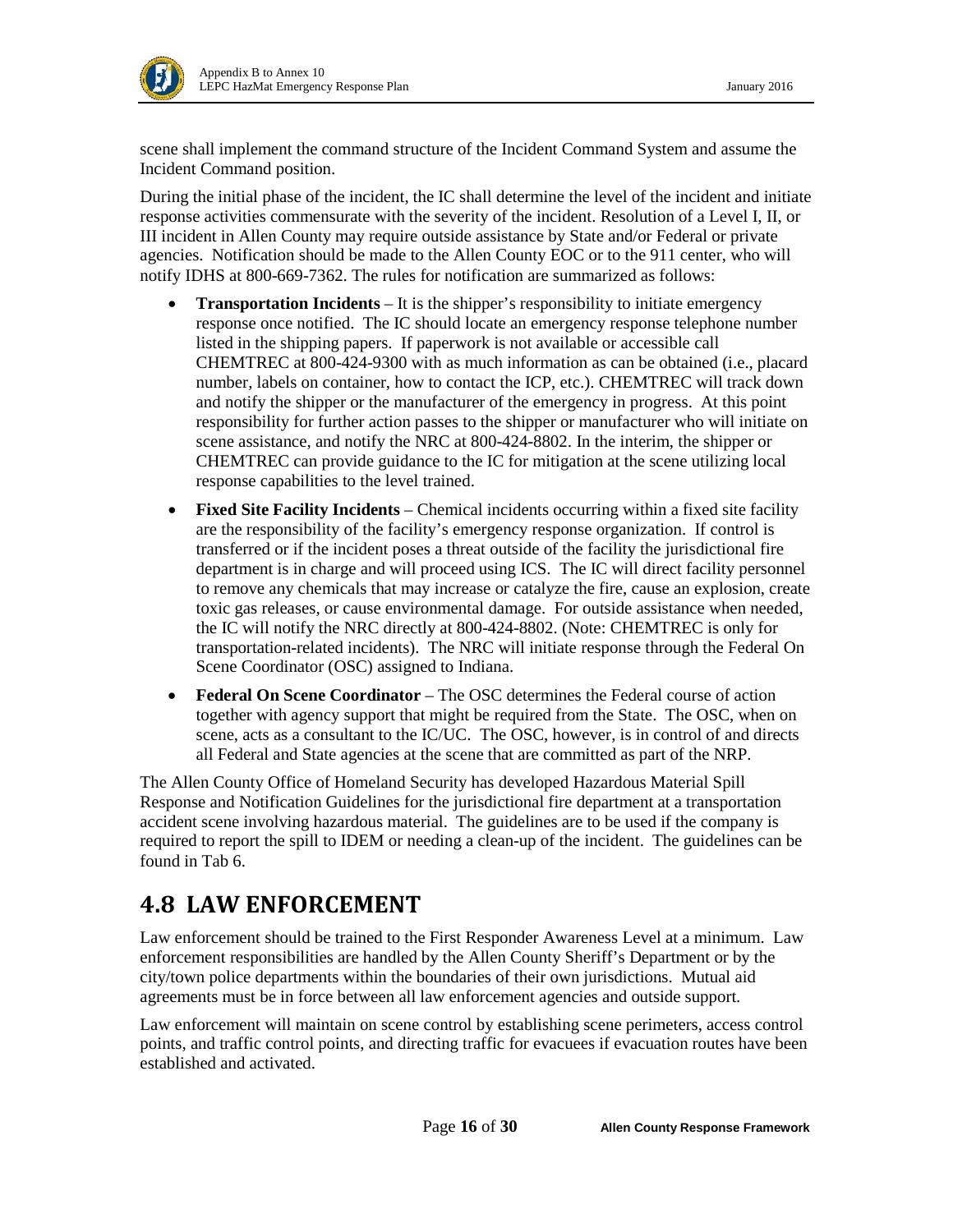scene shall implement the command structure of the Incident Command System and assume the Incident Command position.

During the initial phase of the incident, the IC shall determine the level of the incident and initiate response activities commensurate with the severity of the incident. Resolution of a Level I, II, or III incident in Allen County may require outside assistance by State and/or Federal or private agencies. Notification should be made to the Allen County EOC or to the 911 center, who will notify IDHS at 800-669-7362. The rules for notification are summarized as follows:

- **Transportation Incidents** – It is the shipper's responsibility to initiate emergency response once notified. The IC should locate an emergency response telephone number listed in the shipping papers. If paperwork is not available or accessible call CHEMTREC at 800-424-9300 with as much information as can be obtained (i.e., placard number, labels on container, how to contact the ICP, etc.). CHEMTREC will track down and notify the shipper or the manufacturer of the emergency in progress. At this point responsibility for further action passes to the shipper or manufacturer who will initiate on scene assistance, and notify the NRC at 800-424-8802. In the interim, the shipper or CHEMTREC can provide guidance to the IC for mitigation at the scene utilizing local response capabilities to the level trained.
- **Fixed Site Facility Incidents** – Chemical incidents occurring within a fixed site facility are the responsibility of the facility's emergency response organization. If control is transferred or if the incident poses a threat outside of the facility the jurisdictional fire department is in charge and will proceed using ICS. The IC will direct facility personnel to remove any chemicals that may increase or catalyze the fire, cause an explosion, create toxic gas releases, or cause environmental damage. For outside assistance when needed, the IC will notify the NRC directly at 800-424-8802. (Note: CHEMTREC is only for transportation-related incidents). The NRC will initiate response through the Federal On Scene Coordinator (OSC) assigned to Indiana.
- **Federal On Scene Coordinator** – The OSC determines the Federal course of action together with agency support that might be required from the State. The OSC, when on scene, acts as a consultant to the IC/UC. The OSC, however, is in control of and directs all Federal and State agencies at the scene that are committed as part of the NRP.

The Allen County Office of Homeland Security has developed Hazardous Material Spill Response and Notification Guidelines for the jurisdictional fire department at a transportation accident scene involving hazardous material. The guidelines are to be used if the company is required to report the spill to IDEM or needing a clean-up of the incident. The guidelines can be found in Tab 6.

## 4.8 LAW ENFORCEMENT

Law enforcement should be trained to the First Responder Awareness Level at a minimum. Law enforcement responsibilities are handled by the Allen County Sheriff's Department or by the city/town police departments within the boundaries of their own jurisdictions. Mutual aid agreements must be in force between all law enforcement agencies and outside support.

Law enforcement will maintain on scene control by establishing scene perimeters, access control points, and traffic control points, and directing traffic for evacuees if evacuation routes have been established and activated.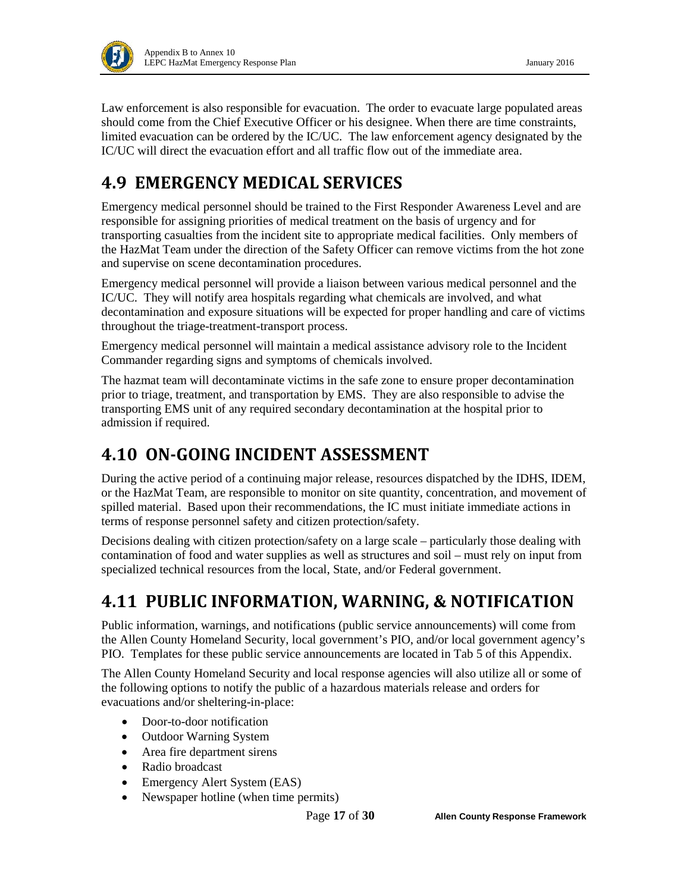Law enforcement is also responsible for evacuation. The order to evacuate large populated areas should come from the Chief Executive Officer or his designee. When there are time constraints, limited evacuation can be ordered by the IC/UC. The law enforcement agency designated by the IC/UC will direct the evacuation effort and all traffic flow out of the immediate area.

## 4.9 EMERGENCY MEDICAL SERVICES

Emergency medical personnel should be trained to the First Responder Awareness Level and are responsible for assigning priorities of medical treatment on the basis of urgency and for transporting casualties from the incident site to appropriate medical facilities. Only members of the HazMat Team under the direction of the Safety Officer can remove victims from the hot zone and supervise on scene decontamination procedures.

Emergency medical personnel will provide a liaison between various medical personnel and the IC/UC. They will notify area hospitals regarding what chemicals are involved, and what decontamination and exposure situations will be expected for proper handling and care of victims throughout the triage-treatment-transport process.

Emergency medical personnel will maintain a medical assistance advisory role to the Incident Commander regarding signs and symptoms of chemicals involved.

The hazmat team will decontaminate victims in the safe zone to ensure proper decontamination prior to triage, treatment, and transportation by EMS. They are also responsible to advise the transporting EMS unit of any required secondary decontamination at the hospital prior to admission if required.

## 4.10 ON-GOING INCIDENT ASSESSMENT

During the active period of a continuing major release, resources dispatched by the IDHS, IDEM, or the HazMat Team, are responsible to monitor on site quantity, concentration, and movement of spilled material. Based upon their recommendations, the IC must initiate immediate actions in terms of response personnel safety and citizen protection/safety.

Decisions dealing with citizen protection/safety on a large scale – particularly those dealing with contamination of food and water supplies as well as structures and soil – must rely on input from specialized technical resources from the local, State, and/or Federal government.

## 4.11 PUBLIC INFORMATION, WARNING, & NOTIFICATION

Public information, warnings, and notifications (public service announcements) will come from the Allen County Homeland Security, local government's PIO, and/or local government agency's PIO. Templates for these public service announcements are located in Tab 5 of this Appendix.

The Allen County Homeland Security and local response agencies will also utilize all or some of the following options to notify the public of a hazardous materials release and orders for evacuations and/or sheltering-in-place:

- Door-to-door notification
- Outdoor Warning System
- Area fire department sirens
- Radio broadcast
- Emergency Alert System (EAS)
- Newspaper hotline (when time permits)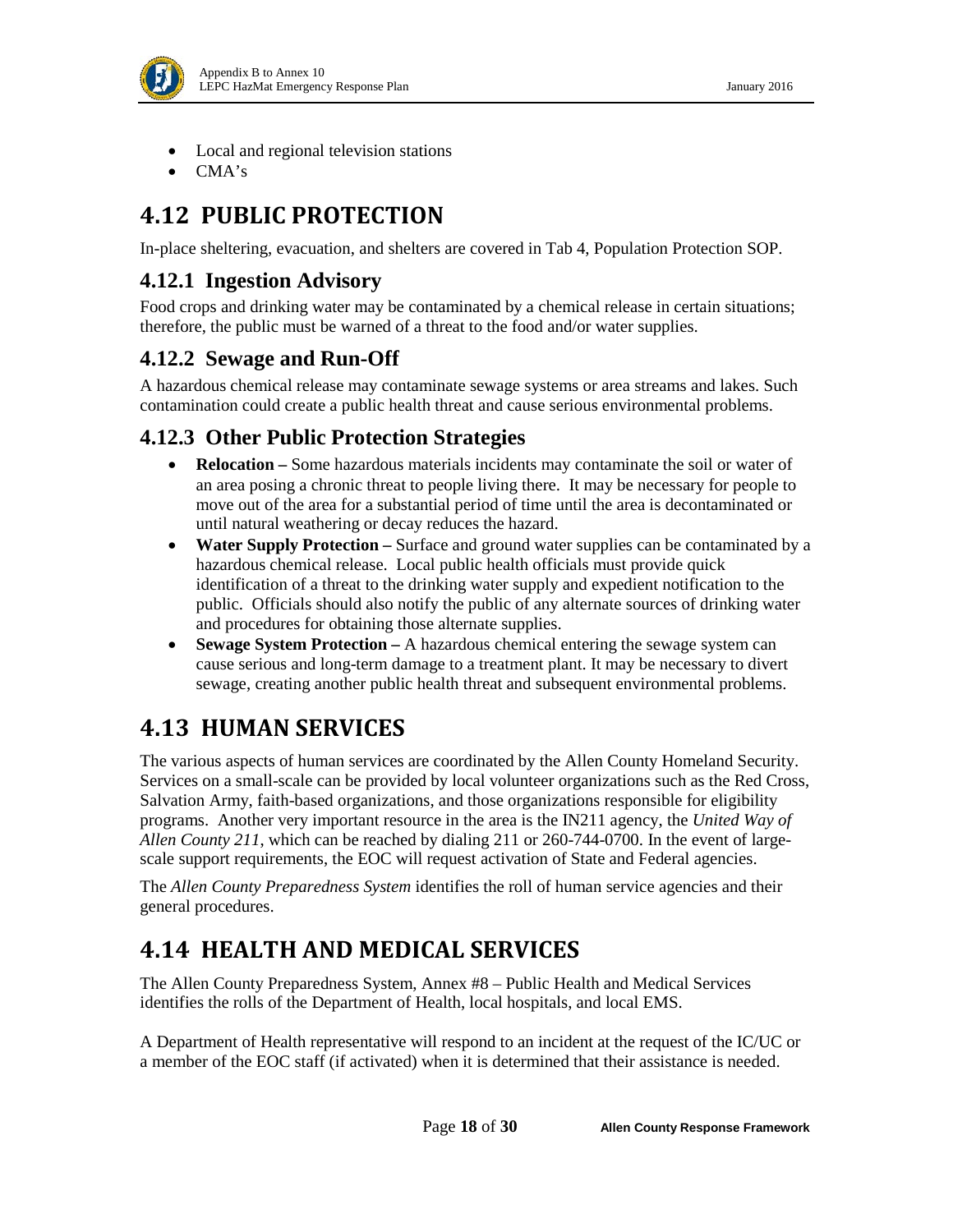- Local and regional television stations
- CMA's

## 4.12 PUBLIC PROTECTION

In-place sheltering, evacuation, and shelters are covered in Tab 4, Population Protection SOP.

### 4.12.1 Ingestion Advisory

Food crops and drinking water may be contaminated by a chemical release in certain situations; therefore, the public must be warned of a threat to the food and/or water supplies.

### 4.12.2 Sewage and Run-Off

A hazardous chemical release may contaminate sewage systems or area streams and lakes. Such contamination could create a public health threat and cause serious environmental problems.

### 4.12.3 Other Public Protection Strategies

- **Relocation –** Some hazardous materials incidents may contaminate the soil or water of an area posing a chronic threat to people living there. It may be necessary for people to move out of the area for a substantial period of time until the area is decontaminated or until natural weathering or decay reduces the hazard.
- **Water Supply Protection –** Surface and ground water supplies can be contaminated by a hazardous chemical release. Local public health officials must provide quick identification of a threat to the drinking water supply and expedient notification to the public. Officials should also notify the public of any alternate sources of drinking water and procedures for obtaining those alternate supplies.
- **Sewage System Protection –** A hazardous chemical entering the sewage system can cause serious and long-term damage to a treatment plant. It may be necessary to divert sewage, creating another public health threat and subsequent environmental problems.

## 4.13 HUMAN SERVICES

The various aspects of human services are coordinated by the Allen County Homeland Security. Services on a small-scale can be provided by local volunteer organizations such as the Red Cross, Salvation Army, faith-based organizations, and those organizations responsible for eligibility programs. Another very important resource in the area is the IN211 agency, the *United Way of Allen County 211*, which can be reached by dialing 211 or 260-744-0700. In the event of large-scale support requirements, the EOC will request activation of State and Federal agencies.

The *Allen County Preparedness System* identifies the roll of human service agencies and their general procedures.

## 4.14 HEALTH AND MEDICAL SERVICES

The Allen County Preparedness System, Annex #8 – Public Health and Medical Services identifies the rolls of the Department of Health, local hospitals, and local EMS.

A Department of Health representative will respond to an incident at the request of the IC/UC or a member of the EOC staff (if activated) when it is determined that their assistance is needed.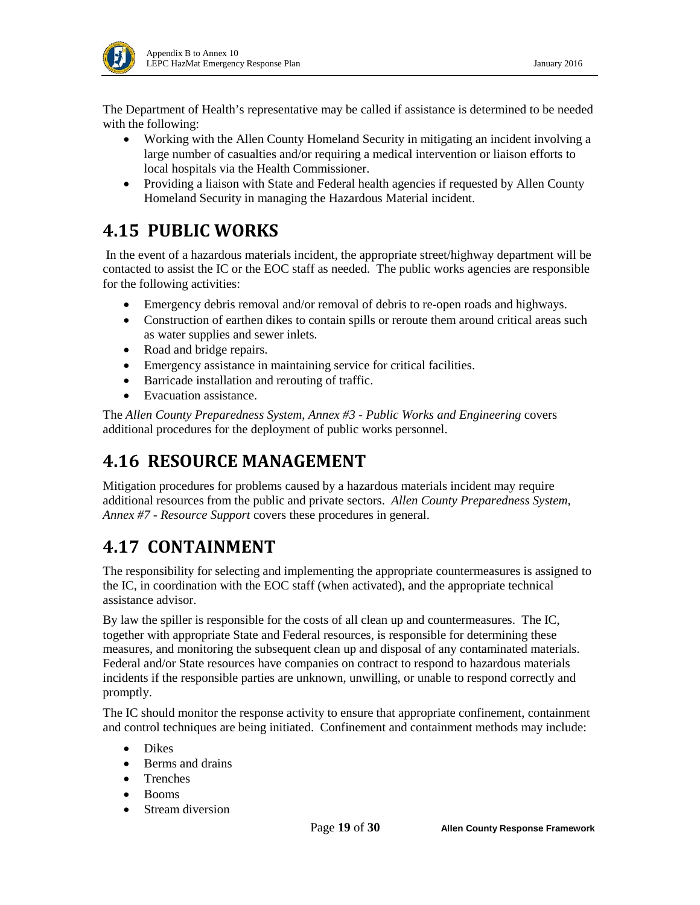The Department of Health's representative may be called if assistance is determined to be needed with the following:

- Working with the Allen County Homeland Security in mitigating an incident involving a large number of casualties and/or requiring a medical intervention or liaison efforts to local hospitals via the Health Commissioner.
- Providing a liaison with State and Federal health agencies if requested by Allen County Homeland Security in managing the Hazardous Material incident.

## 4.15 PUBLIC WORKS

In the event of a hazardous materials incident, the appropriate street/highway department will be contacted to assist the IC or the EOC staff as needed. The public works agencies are responsible for the following activities:

- Emergency debris removal and/or removal of debris to re-open roads and highways.
- Construction of earthen dikes to contain spills or reroute them around critical areas such as water supplies and sewer inlets.
- Road and bridge repairs.
- Emergency assistance in maintaining service for critical facilities.
- Barricade installation and rerouting of traffic.
- Evacuation assistance.

The *Allen County Preparedness System, Annex #3 - Public Works and Engineering* covers additional procedures for the deployment of public works personnel.

## 4.16 RESOURCE MANAGEMENT

Mitigation procedures for problems caused by a hazardous materials incident may require additional resources from the public and private sectors. *Allen County Preparedness System, Annex #7 - Resource Support* covers these procedures in general.

## 4.17 CONTAINMENT

The responsibility for selecting and implementing the appropriate countermeasures is assigned to the IC, in coordination with the EOC staff (when activated), and the appropriate technical assistance advisor.

By law the spiller is responsible for the costs of all clean up and countermeasures. The IC, together with appropriate State and Federal resources, is responsible for determining these measures, and monitoring the subsequent clean up and disposal of any contaminated materials. Federal and/or State resources have companies on contract to respond to hazardous materials incidents if the responsible parties are unknown, unwilling, or unable to respond correctly and promptly.

The IC should monitor the response activity to ensure that appropriate confinement, containment and control techniques are being initiated. Confinement and containment methods may include:

- Dikes
- Berms and drains
- Trenches
- Booms
- Stream diversion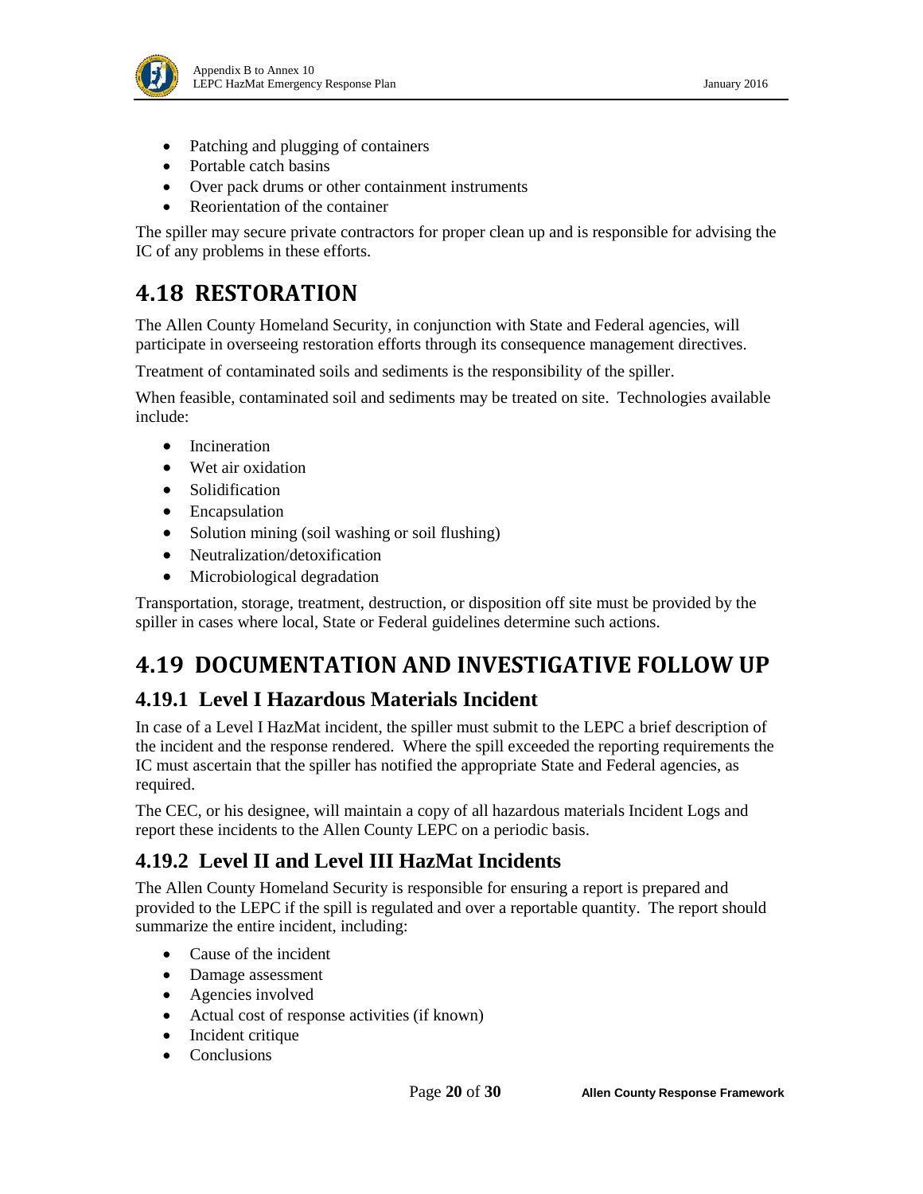- Patching and plugging of containers
- Portable catch basins
- Over pack drums or other containment instruments
- Reorientation of the container

The spiller may secure private contractors for proper clean up and is responsible for advising the IC of any problems in these efforts.

# 4.18 RESTORATION

The Allen County Homeland Security, in conjunction with State and Federal agencies, will participate in overseeing restoration efforts through its consequence management directives.

Treatment of contaminated soils and sediments is the responsibility of the spiller.

When feasible, contaminated soil and sediments may be treated on site. Technologies available include:

- Incineration
- Wet air oxidation
- Solidification
- Encapsulation
- Solution mining (soil washing or soil flushing)
- Neutralization/detoxification
- Microbiological degradation

Transportation, storage, treatment, destruction, or disposition off site must be provided by the spiller in cases where local, State or Federal guidelines determine such actions.

# 4.19 DOCUMENTATION AND INVESTIGATIVE FOLLOW UP

## 4.19.1 Level I Hazardous Materials Incident

In case of a Level I HazMat incident, the spiller must submit to the LEPC a brief description of the incident and the response rendered. Where the spill exceeded the reporting requirements the IC must ascertain that the spiller has notified the appropriate State and Federal agencies, as required.

The CEC, or his designee, will maintain a copy of all hazardous materials Incident Logs and report these incidents to the Allen County LEPC on a periodic basis.

## 4.19.2 Level II and Level III HazMat Incidents

The Allen County Homeland Security is responsible for ensuring a report is prepared and provided to the LEPC if the spill is regulated and over a reportable quantity. The report should summarize the entire incident, including:

- Cause of the incident
- Damage assessment
- Agencies involved
- Actual cost of response activities (if known)
- Incident critique
- Conclusions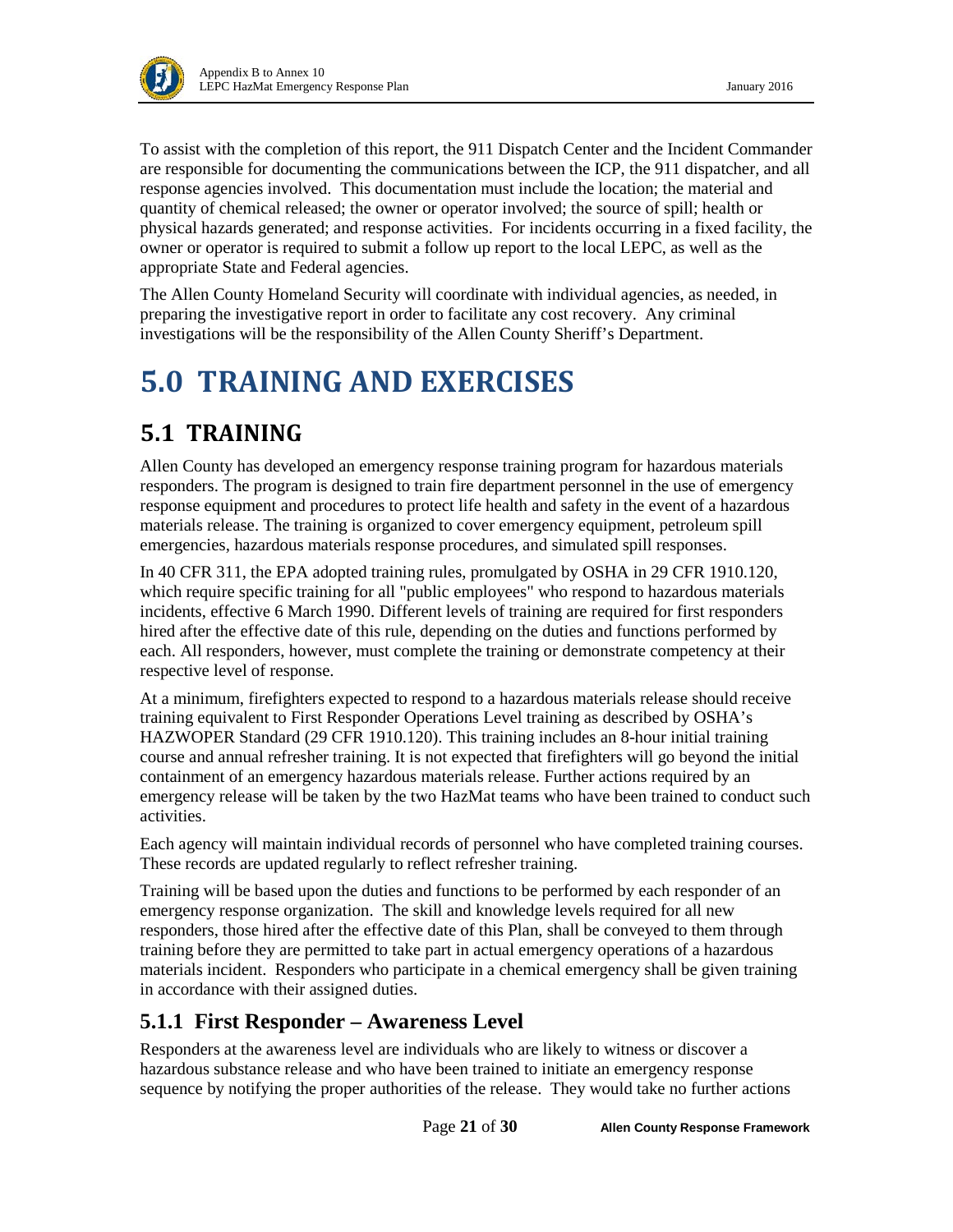To assist with the completion of this report, the 911 Dispatch Center and the Incident Commander are responsible for documenting the communications between the ICP, the 911 dispatcher, and all response agencies involved. This documentation must include the location; the material and quantity of chemical released; the owner or operator involved; the source of spill; health or physical hazards generated; and response activities. For incidents occurring in a fixed facility, the owner or operator is required to submit a follow up report to the local LEPC, as well as the appropriate State and Federal agencies.

The Allen County Homeland Security will coordinate with individual agencies, as needed, in preparing the investigative report in order to facilitate any cost recovery. Any criminal investigations will be the responsibility of the Allen County Sheriff's Department.

# 5.0 TRAINING AND EXERCISES

## 5.1 TRAINING

Allen County has developed an emergency response training program for hazardous materials responders. The program is designed to train fire department personnel in the use of emergency response equipment and procedures to protect life health and safety in the event of a hazardous materials release. The training is organized to cover emergency equipment, petroleum spill emergencies, hazardous materials response procedures, and simulated spill responses.

In 40 CFR 311, the EPA adopted training rules, promulgated by OSHA in 29 CFR 1910.120, which require specific training for all "public employees" who respond to hazardous materials incidents, effective 6 March 1990. Different levels of training are required for first responders hired after the effective date of this rule, depending on the duties and functions performed by each. All responders, however, must complete the training or demonstrate competency at their respective level of response.

At a minimum, firefighters expected to respond to a hazardous materials release should receive training equivalent to First Responder Operations Level training as described by OSHA's HAZWOPER Standard (29 CFR 1910.120). This training includes an 8-hour initial training course and annual refresher training. It is not expected that firefighters will go beyond the initial containment of an emergency hazardous materials release. Further actions required by an emergency release will be taken by the two HazMat teams who have been trained to conduct such activities.

Each agency will maintain individual records of personnel who have completed training courses. These records are updated regularly to reflect refresher training.

Training will be based upon the duties and functions to be performed by each responder of an emergency response organization. The skill and knowledge levels required for all new responders, those hired after the effective date of this Plan, shall be conveyed to them through training before they are permitted to take part in actual emergency operations of a hazardous materials incident. Responders who participate in a chemical emergency shall be given training in accordance with their assigned duties.

### 5.1.1 First Responder – Awareness Level

Responders at the awareness level are individuals who are likely to witness or discover a hazardous substance release and who have been trained to initiate an emergency response sequence by notifying the proper authorities of the release. They would take no further actions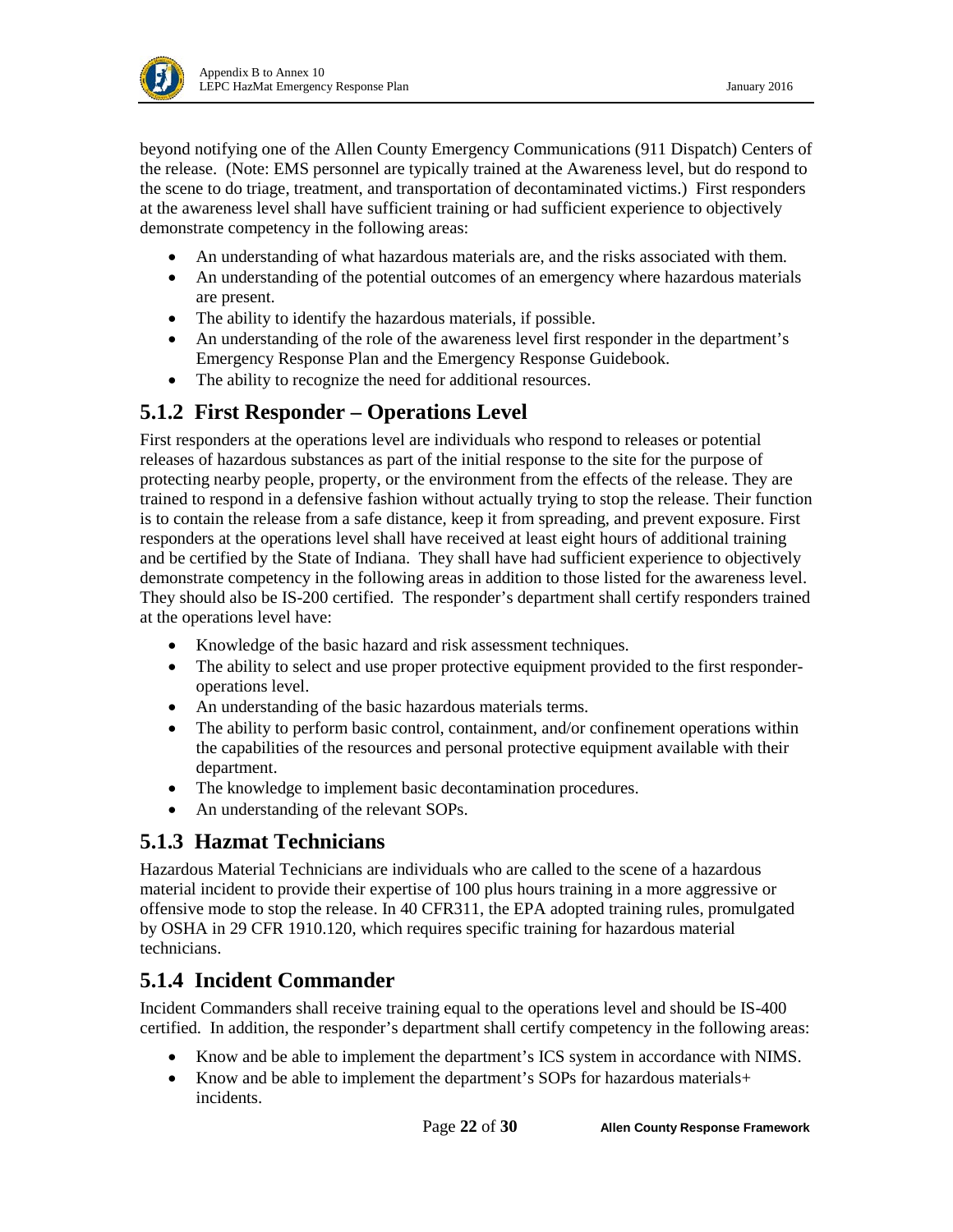beyond notifying one of the Allen County Emergency Communications (911 Dispatch) Centers of the release. (Note: EMS personnel are typically trained at the Awareness level, but do respond to the scene to do triage, treatment, and transportation of decontaminated victims.) First responders at the awareness level shall have sufficient training or had sufficient experience to objectively demonstrate competency in the following areas:

- An understanding of what hazardous materials are, and the risks associated with them.
- An understanding of the potential outcomes of an emergency where hazardous materials are present.
- The ability to identify the hazardous materials, if possible.
- An understanding of the role of the awareness level first responder in the department's Emergency Response Plan and the Emergency Response Guidebook.
- The ability to recognize the need for additional resources.

## 5.1.2 First Responder – Operations Level

First responders at the operations level are individuals who respond to releases or potential releases of hazardous substances as part of the initial response to the site for the purpose of protecting nearby people, property, or the environment from the effects of the release. They are trained to respond in a defensive fashion without actually trying to stop the release. Their function is to contain the release from a safe distance, keep it from spreading, and prevent exposure. First responders at the operations level shall have received at least eight hours of additional training and be certified by the State of Indiana. They shall have had sufficient experience to objectively demonstrate competency in the following areas in addition to those listed for the awareness level. They should also be IS-200 certified. The responder's department shall certify responders trained at the operations level have:

- Knowledge of the basic hazard and risk assessment techniques.
- The ability to select and use proper protective equipment provided to the first responder-operations level.
- An understanding of the basic hazardous materials terms.
- The ability to perform basic control, containment, and/or confinement operations within the capabilities of the resources and personal protective equipment available with their department.
- The knowledge to implement basic decontamination procedures.
- An understanding of the relevant SOPs.

## 5.1.3 Hazmat Technicians

Hazardous Material Technicians are individuals who are called to the scene of a hazardous material incident to provide their expertise of 100 plus hours training in a more aggressive or offensive mode to stop the release. In 40 CFR311, the EPA adopted training rules, promulgated by OSHA in 29 CFR 1910.120, which requires specific training for hazardous material technicians.

## 5.1.4 Incident Commander

Incident Commanders shall receive training equal to the operations level and should be IS-400 certified. In addition, the responder's department shall certify competency in the following areas:

- Know and be able to implement the department's ICS system in accordance with NIMS.
- Know and be able to implement the department's SOPs for hazardous materials+ incidents.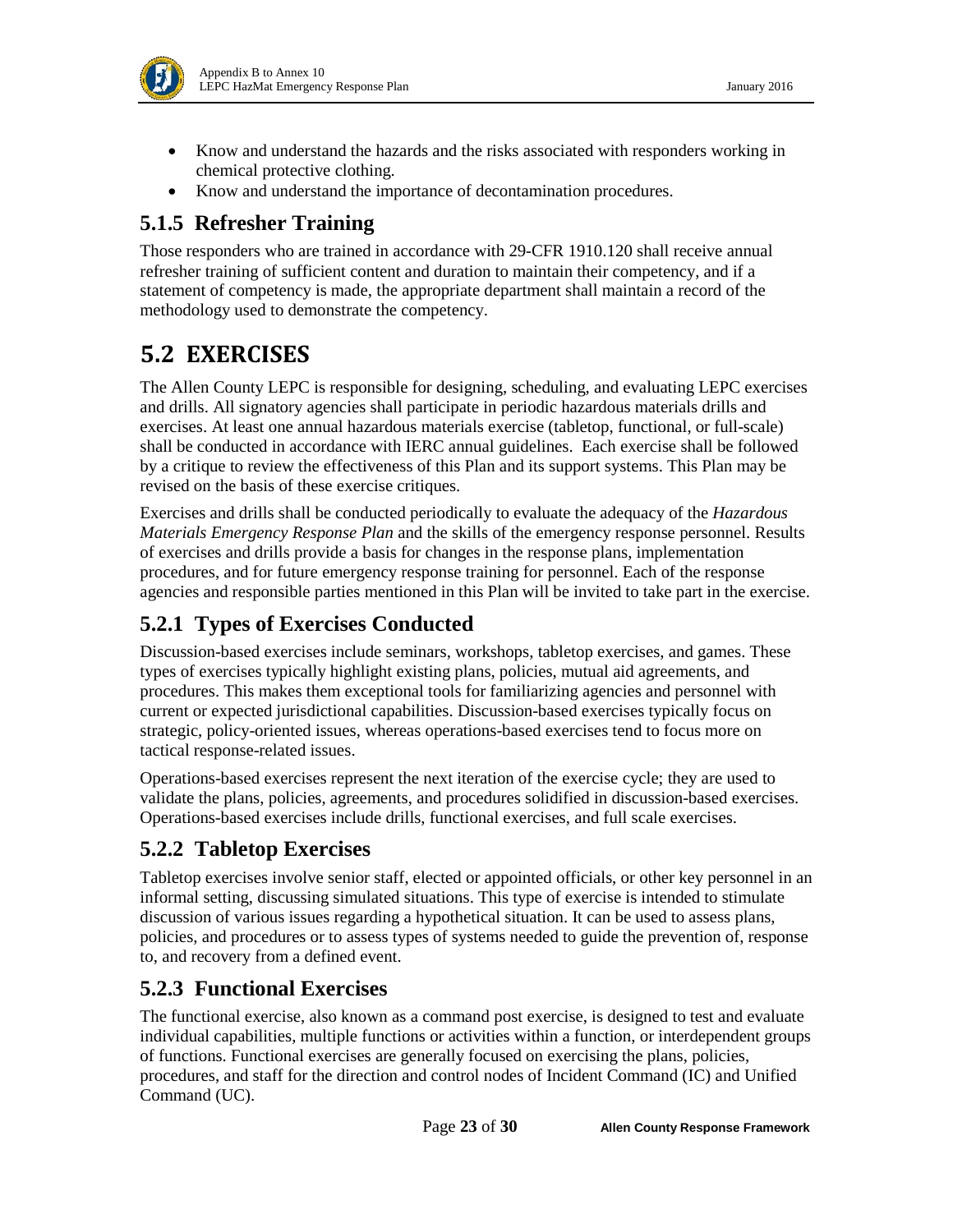- Know and understand the hazards and the risks associated with responders working in chemical protective clothing.
- Know and understand the importance of decontamination procedures.

### 5.1.5 Refresher Training

Those responders who are trained in accordance with 29-CFR 1910.120 shall receive annual refresher training of sufficient content and duration to maintain their competency, and if a statement of competency is made, the appropriate department shall maintain a record of the methodology used to demonstrate the competency.

## 5.2 EXERCISES

The Allen County LEPC is responsible for designing, scheduling, and evaluating LEPC exercises and drills. All signatory agencies shall participate in periodic hazardous materials drills and exercises. At least one annual hazardous materials exercise (tabletop, functional, or full-scale) shall be conducted in accordance with IERC annual guidelines. Each exercise shall be followed by a critique to review the effectiveness of this Plan and its support systems. This Plan may be revised on the basis of these exercise critiques.

Exercises and drills shall be conducted periodically to evaluate the adequacy of the *Hazardous Materials Emergency Response Plan* and the skills of the emergency response personnel. Results of exercises and drills provide a basis for changes in the response plans, implementation procedures, and for future emergency response training for personnel. Each of the response agencies and responsible parties mentioned in this Plan will be invited to take part in the exercise.

### 5.2.1 Types of Exercises Conducted

Discussion-based exercises include seminars, workshops, tabletop exercises, and games. These types of exercises typically highlight existing plans, policies, mutual aid agreements, and procedures. This makes them exceptional tools for familiarizing agencies and personnel with current or expected jurisdictional capabilities. Discussion-based exercises typically focus on strategic, policy-oriented issues, whereas operations-based exercises tend to focus more on tactical response-related issues.

Operations-based exercises represent the next iteration of the exercise cycle; they are used to validate the plans, policies, agreements, and procedures solidified in discussion-based exercises. Operations-based exercises include drills, functional exercises, and full scale exercises.

### 5.2.2 Tabletop Exercises

Tabletop exercises involve senior staff, elected or appointed officials, or other key personnel in an informal setting, discussing simulated situations. This type of exercise is intended to stimulate discussion of various issues regarding a hypothetical situation. It can be used to assess plans, policies, and procedures or to assess types of systems needed to guide the prevention of, response to, and recovery from a defined event.

### 5.2.3 Functional Exercises

The functional exercise, also known as a command post exercise, is designed to test and evaluate individual capabilities, multiple functions or activities within a function, or interdependent groups of functions. Functional exercises are generally focused on exercising the plans, policies, procedures, and staff for the direction and control nodes of Incident Command (IC) and Unified Command (UC).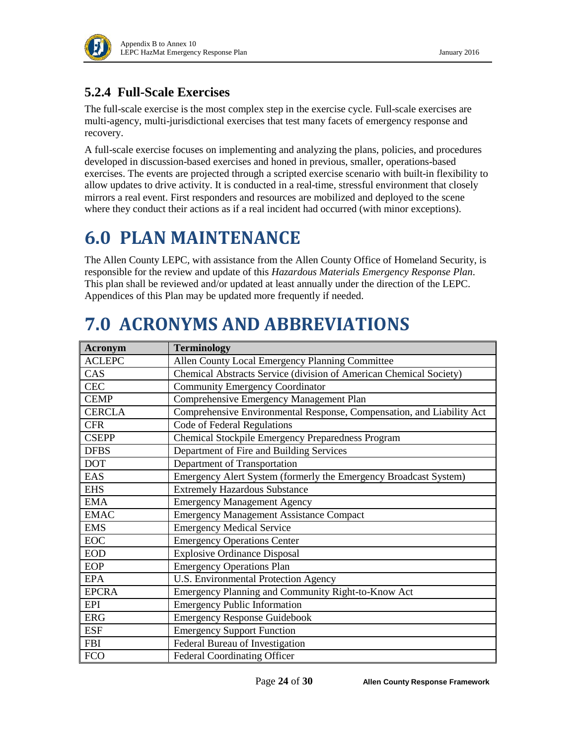### 5.2.4 Full-Scale Exercises

The full-scale exercise is the most complex step in the exercise cycle. Full-scale exercises are multi-agency, multi-jurisdictional exercises that test many facets of emergency response and recovery.

A full-scale exercise focuses on implementing and analyzing the plans, policies, and procedures developed in discussion-based exercises and honed in previous, smaller, operations-based exercises. The events are projected through a scripted exercise scenario with built-in flexibility to allow updates to drive activity. It is conducted in a real-time, stressful environment that closely mirrors a real event. First responders and resources are mobilized and deployed to the scene where they conduct their actions as if a real incident had occurred (with minor exceptions).

# 6.0 PLAN MAINTENANCE

The Allen County LEPC, with assistance from the Allen County Office of Homeland Security, is responsible for the review and update of this *Hazardous Materials Emergency Response Plan*. This plan shall be reviewed and/or updated at least annually under the direction of the LEPC. Appendices of this Plan may be updated more frequently if needed.

# 7.0 ACRONYMS AND ABBREVIATIONS

| Acronym | Terminology |
|---|---|
| ACLEPC | Allen County Local Emergency Planning Committee |
| CAS | Chemical Abstracts Service (division of American Chemical Society) |
| CEC | Community Emergency Coordinator |
| CEMP | Comprehensive Emergency Management Plan |
| CERCLA | Comprehensive Environmental Response, Compensation, and Liability Act |
| CFR | Code of Federal Regulations |
| CSEPP | Chemical Stockpile Emergency Preparedness Program |
| DFBS | Department of Fire and Building Services |
| DOT | Department of Transportation |
| EAS | Emergency Alert System (formerly the Emergency Broadcast System) |
| EHS | Extremely Hazardous Substance |
| EMA | Emergency Management Agency |
| EMAC | Emergency Management Assistance Compact |
| EMS | Emergency Medical Service |
| EOC | Emergency Operations Center |
| EOD | Explosive Ordinance Disposal |
| EOP | Emergency Operations Plan |
| EPA | U.S. Environmental Protection Agency |
| EPCRA | Emergency Planning and Community Right-to-Know Act |
| EPI | Emergency Public Information |
| ERG | Emergency Response Guidebook |
| ESF | Emergency Support Function |
| FBI | Federal Bureau of Investigation |
| FCO | Federal Coordinating Officer |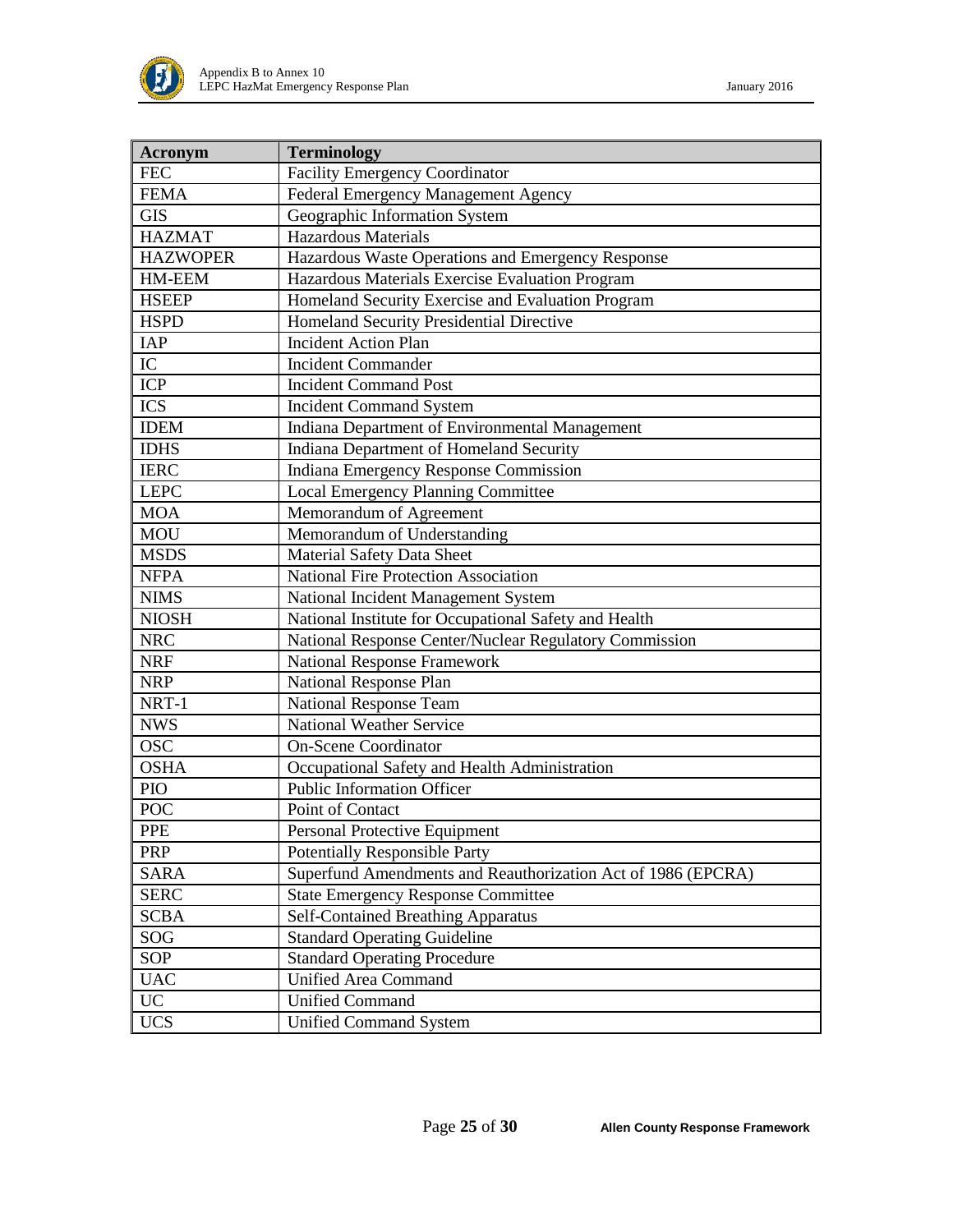| Acronym | Terminology |
|---|---|
| FEC | Facility Emergency Coordinator |
| FEMA | Federal Emergency Management Agency |
| GIS | Geographic Information System |
| HAZMAT | Hazardous Materials |
| HAZWOPER | Hazardous Waste Operations and Emergency Response |
| HM-EEM | Hazardous Materials Exercise Evaluation Program |
| HSEEP | Homeland Security Exercise and Evaluation Program |
| HSPD | Homeland Security Presidential Directive |
| IAP | Incident Action Plan |
| IC | Incident Commander |
| ICP | Incident Command Post |
| ICS | Incident Command System |
| IDEM | Indiana Department of Environmental Management |
| IDHS | Indiana Department of Homeland Security |
| IERC | Indiana Emergency Response Commission |
| LEPC | Local Emergency Planning Committee |
| MOA | Memorandum of Agreement |
| MOU | Memorandum of Understanding |
| MSDS | Material Safety Data Sheet |
| NFPA | National Fire Protection Association |
| NIMS | National Incident Management System |
| NIOSH | National Institute for Occupational Safety and Health |
| NRC | National Response Center/Nuclear Regulatory Commission |
| NRF | National Response Framework |
| NRP | National Response Plan |
| NRT-1 | National Response Team |
| NWS | National Weather Service |
| OSC | On-Scene Coordinator |
| OSHA | Occupational Safety and Health Administration |
| PIO | Public Information Officer |
| POC | Point of Contact |
| PPE | Personal Protective Equipment |
| PRP | Potentially Responsible Party |
| SARA | Superfund Amendments and Reauthorization Act of 1986 (EPCRA) |
| SERC | State Emergency Response Committee |
| SCBA | Self-Contained Breathing Apparatus |
| SOG | Standard Operating Guideline |
| SOP | Standard Operating Procedure |
| UAC | Unified Area Command |
| UC | Unified Command |
| UCS | Unified Command System |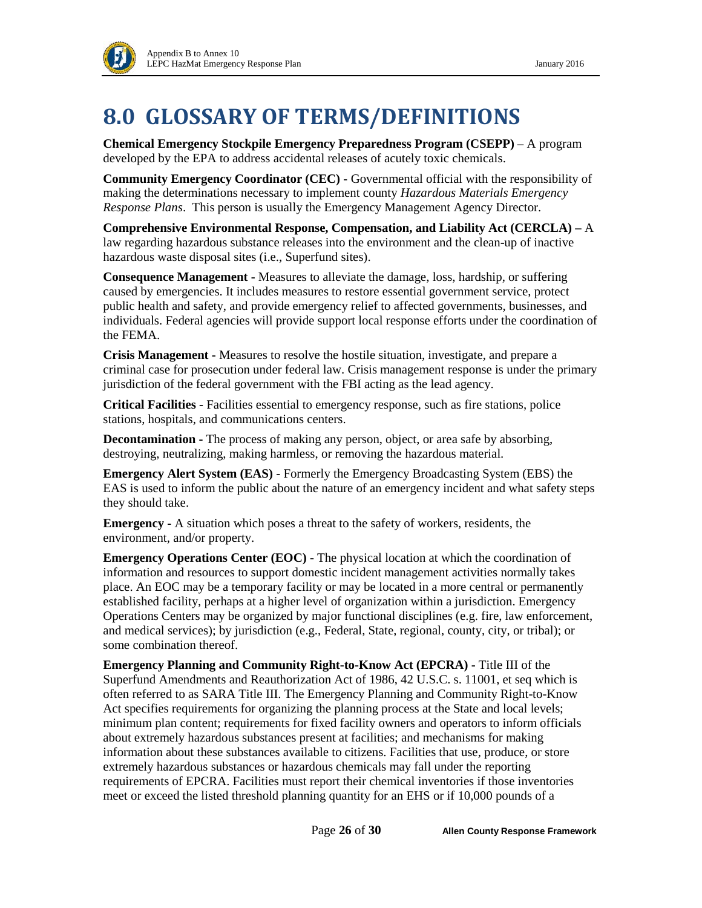# 8.0 GLOSSARY OF TERMS/DEFINITIONS

**Chemical Emergency Stockpile Emergency Preparedness Program (CSEPP)** – A program developed by the EPA to address accidental releases of acutely toxic chemicals.

**Community Emergency Coordinator (CEC) -** Governmental official with the responsibility of making the determinations necessary to implement county *Hazardous Materials Emergency Response Plans*. This person is usually the Emergency Management Agency Director.

**Comprehensive Environmental Response, Compensation, and Liability Act (CERCLA) –** A law regarding hazardous substance releases into the environment and the clean-up of inactive hazardous waste disposal sites (i.e., Superfund sites).

**Consequence Management -** Measures to alleviate the damage, loss, hardship, or suffering caused by emergencies. It includes measures to restore essential government service, protect public health and safety, and provide emergency relief to affected governments, businesses, and individuals. Federal agencies will provide support local response efforts under the coordination of the FEMA.

**Crisis Management -** Measures to resolve the hostile situation, investigate, and prepare a criminal case for prosecution under federal law. Crisis management response is under the primary jurisdiction of the federal government with the FBI acting as the lead agency.

**Critical Facilities -** Facilities essential to emergency response, such as fire stations, police stations, hospitals, and communications centers.

**Decontamination -** The process of making any person, object, or area safe by absorbing, destroying, neutralizing, making harmless, or removing the hazardous material.

**Emergency Alert System (EAS) -** Formerly the Emergency Broadcasting System (EBS) the EAS is used to inform the public about the nature of an emergency incident and what safety steps they should take.

**Emergency -** A situation which poses a threat to the safety of workers, residents, the environment, and/or property.

**Emergency Operations Center (EOC) -** The physical location at which the coordination of information and resources to support domestic incident management activities normally takes place. An EOC may be a temporary facility or may be located in a more central or permanently established facility, perhaps at a higher level of organization within a jurisdiction. Emergency Operations Centers may be organized by major functional disciplines (e.g. fire, law enforcement, and medical services); by jurisdiction (e.g., Federal, State, regional, county, city, or tribal); or some combination thereof.

**Emergency Planning and Community Right-to-Know Act (EPCRA) -** Title III of the Superfund Amendments and Reauthorization Act of 1986, 42 U.S.C. s. 11001, et seq which is often referred to as SARA Title III. The Emergency Planning and Community Right-to-Know Act specifies requirements for organizing the planning process at the State and local levels; minimum plan content; requirements for fixed facility owners and operators to inform officials about extremely hazardous substances present at facilities; and mechanisms for making information about these substances available to citizens. Facilities that use, produce, or store extremely hazardous substances or hazardous chemicals may fall under the reporting requirements of EPCRA. Facilities must report their chemical inventories if those inventories meet or exceed the listed threshold planning quantity for an EHS or if 10,000 pounds of a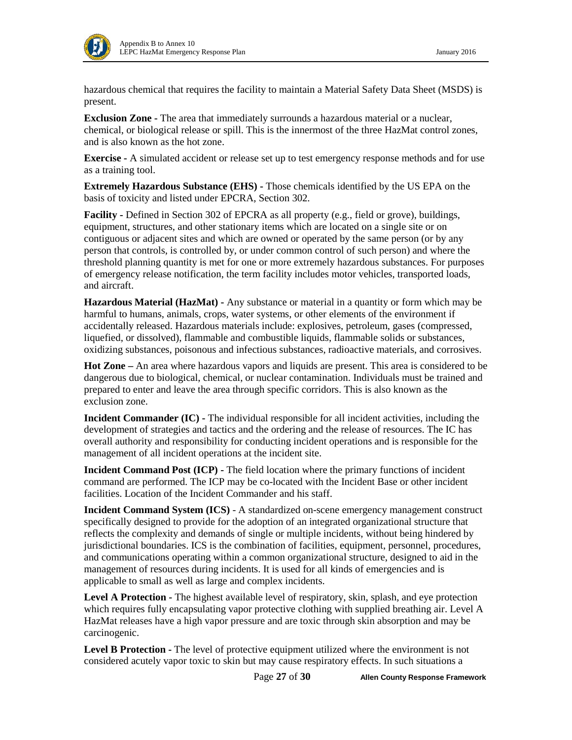hazardous chemical that requires the facility to maintain a Material Safety Data Sheet (MSDS) is present.

**Exclusion Zone -** The area that immediately surrounds a hazardous material or a nuclear, chemical, or biological release or spill. This is the innermost of the three HazMat control zones, and is also known as the hot zone.

**Exercise -** A simulated accident or release set up to test emergency response methods and for use as a training tool.

**Extremely Hazardous Substance (EHS) -** Those chemicals identified by the US EPA on the basis of toxicity and listed under EPCRA, Section 302.

**Facility -** Defined in Section 302 of EPCRA as all property (e.g., field or grove), buildings, equipment, structures, and other stationary items which are located on a single site or on contiguous or adjacent sites and which are owned or operated by the same person (or by any person that controls, is controlled by, or under common control of such person) and where the threshold planning quantity is met for one or more extremely hazardous substances. For purposes of emergency release notification, the term facility includes motor vehicles, transported loads, and aircraft.

**Hazardous Material (HazMat) -** Any substance or material in a quantity or form which may be harmful to humans, animals, crops, water systems, or other elements of the environment if accidentally released. Hazardous materials include: explosives, petroleum, gases (compressed, liquefied, or dissolved), flammable and combustible liquids, flammable solids or substances, oxidizing substances, poisonous and infectious substances, radioactive materials, and corrosives.

**Hot Zone –** An area where hazardous vapors and liquids are present. This area is considered to be dangerous due to biological, chemical, or nuclear contamination. Individuals must be trained and prepared to enter and leave the area through specific corridors. This is also known as the exclusion zone.

**Incident Commander (IC) -** The individual responsible for all incident activities, including the development of strategies and tactics and the ordering and the release of resources. The IC has overall authority and responsibility for conducting incident operations and is responsible for the management of all incident operations at the incident site.

**Incident Command Post (ICP) -** The field location where the primary functions of incident command are performed. The ICP may be co-located with the Incident Base or other incident facilities. Location of the Incident Commander and his staff.

**Incident Command System (ICS) -** A standardized on-scene emergency management construct specifically designed to provide for the adoption of an integrated organizational structure that reflects the complexity and demands of single or multiple incidents, without being hindered by jurisdictional boundaries. ICS is the combination of facilities, equipment, personnel, procedures, and communications operating within a common organizational structure, designed to aid in the management of resources during incidents. It is used for all kinds of emergencies and is applicable to small as well as large and complex incidents.

**Level A Protection -** The highest available level of respiratory, skin, splash, and eye protection which requires fully encapsulating vapor protective clothing with supplied breathing air. Level A HazMat releases have a high vapor pressure and are toxic through skin absorption and may be carcinogenic.

**Level B Protection -** The level of protective equipment utilized where the environment is not considered acutely vapor toxic to skin but may cause respiratory effects. In such situations a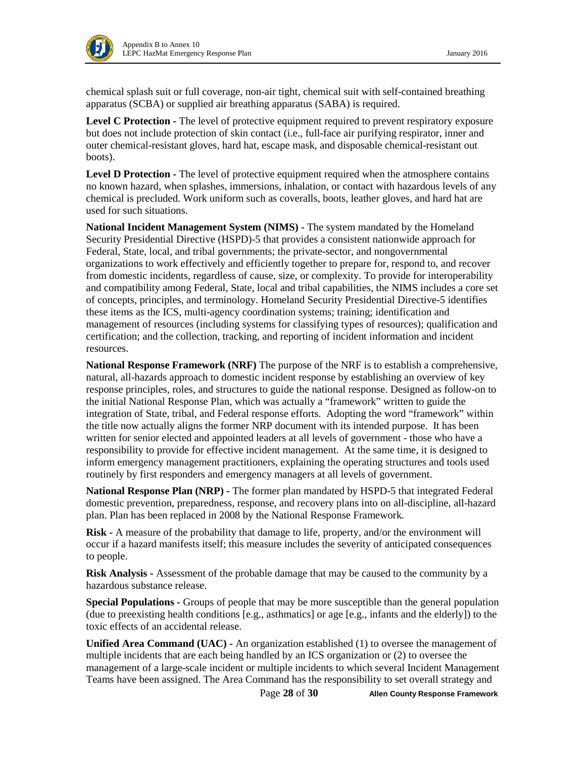chemical splash suit or full coverage, non-air tight, chemical suit with self-contained breathing apparatus (SCBA) or supplied air breathing apparatus (SABA) is required.

**Level C Protection -** The level of protective equipment required to prevent respiratory exposure but does not include protection of skin contact (i.e., full-face air purifying respirator, inner and outer chemical-resistant gloves, hard hat, escape mask, and disposable chemical-resistant out boots).

**Level D Protection -** The level of protective equipment required when the atmosphere contains no known hazard, when splashes, immersions, inhalation, or contact with hazardous levels of any chemical is precluded. Work uniform such as coveralls, boots, leather gloves, and hard hat are used for such situations.

**National Incident Management System (NIMS) -** The system mandated by the Homeland Security Presidential Directive (HSPD)-5 that provides a consistent nationwide approach for Federal, State, local, and tribal governments; the private-sector, and nongovernmental organizations to work effectively and efficiently together to prepare for, respond to, and recover from domestic incidents, regardless of cause, size, or complexity. To provide for interoperability and compatibility among Federal, State, local and tribal capabilities, the NIMS includes a core set of concepts, principles, and terminology. Homeland Security Presidential Directive-5 identifies these items as the ICS, multi-agency coordination systems; training; identification and management of resources (including systems for classifying types of resources); qualification and certification; and the collection, tracking, and reporting of incident information and incident resources.

**National Response Framework (NRF)** The purpose of the NRF is to establish a comprehensive, natural, all-hazards approach to domestic incident response by establishing an overview of key response principles, roles, and structures to guide the national response. Designed as follow-on to the initial National Response Plan, which was actually a "framework" written to guide the integration of State, tribal, and Federal response efforts. Adopting the word "framework" within the title now actually aligns the former NRP document with its intended purpose. It has been written for senior elected and appointed leaders at all levels of government - those who have a responsibility to provide for effective incident management. At the same time, it is designed to inform emergency management practitioners, explaining the operating structures and tools used routinely by first responders and emergency managers at all levels of government.

**National Response Plan (NRP) -** The former plan mandated by HSPD-5 that integrated Federal domestic prevention, preparedness, response, and recovery plans into on all-discipline, all-hazard plan. Plan has been replaced in 2008 by the National Response Framework.

**Risk -** A measure of the probability that damage to life, property, and/or the environment will occur if a hazard manifests itself; this measure includes the severity of anticipated consequences to people.

**Risk Analysis -** Assessment of the probable damage that may be caused to the community by a hazardous substance release.

**Special Populations -** Groups of people that may be more susceptible than the general population (due to preexisting health conditions [e.g., asthmatics] or age [e.g., infants and the elderly]) to the toxic effects of an accidental release.

**Unified Area Command (UAC) -** An organization established (1) to oversee the management of multiple incidents that are each being handled by an ICS organization or (2) to oversee the management of a large-scale incident or multiple incidents to which several Incident Management Teams have been assigned. The Area Command has the responsibility to set overall strategy and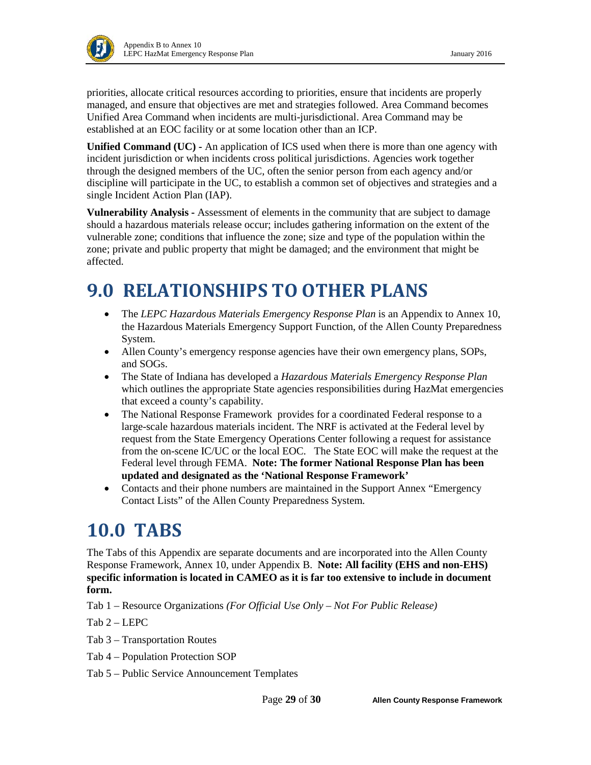priorities, allocate critical resources according to priorities, ensure that incidents are properly managed, and ensure that objectives are met and strategies followed. Area Command becomes Unified Area Command when incidents are multi-jurisdictional. Area Command may be established at an EOC facility or at some location other than an ICP.

**Unified Command (UC) -** An application of ICS used when there is more than one agency with incident jurisdiction or when incidents cross political jurisdictions. Agencies work together through the designed members of the UC, often the senior person from each agency and/or discipline will participate in the UC, to establish a common set of objectives and strategies and a single Incident Action Plan (IAP).

**Vulnerability Analysis -** Assessment of elements in the community that are subject to damage should a hazardous materials release occur; includes gathering information on the extent of the vulnerable zone; conditions that influence the zone; size and type of the population within the zone; private and public property that might be damaged; and the environment that might be affected.

# 9.0 RELATIONSHIPS TO OTHER PLANS

- The *LEPC Hazardous Materials Emergency Response Plan* is an Appendix to Annex 10, the Hazardous Materials Emergency Support Function, of the Allen County Preparedness System.
- Allen County's emergency response agencies have their own emergency plans, SOPs, and SOGs.
- The State of Indiana has developed a *Hazardous Materials Emergency Response Plan* which outlines the appropriate State agencies responsibilities during HazMat emergencies that exceed a county's capability.
- The National Response Framework provides for a coordinated Federal response to a large-scale hazardous materials incident. The NRF is activated at the Federal level by request from the State Emergency Operations Center following a request for assistance from the on-scene IC/UC or the local EOC. The State EOC will make the request at the Federal level through FEMA. **Note: The former National Response Plan has been updated and designated as the 'National Response Framework'**
- Contacts and their phone numbers are maintained in the Support Annex "Emergency Contact Lists" of the Allen County Preparedness System.

# 10.0 TABS

The Tabs of this Appendix are separate documents and are incorporated into the Allen County Response Framework, Annex 10, under Appendix B. **Note: All facility (EHS and non-EHS) specific information is located in CAMEO as it is far too extensive to include in document form.**

Tab 1 – Resource Organizations *(For Official Use Only – Not For Public Release)*

Tab 2 – LEPC

Tab 3 – Transportation Routes

Tab 4 – Population Protection SOP

Tab 5 – Public Service Announcement Templates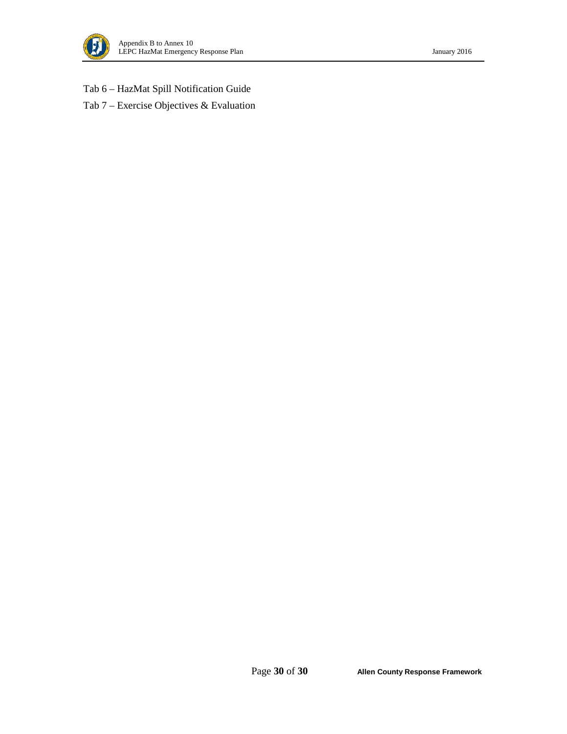Tab 6 – HazMat Spill Notification Guide

Tab 7 – Exercise Objectives & Evaluation